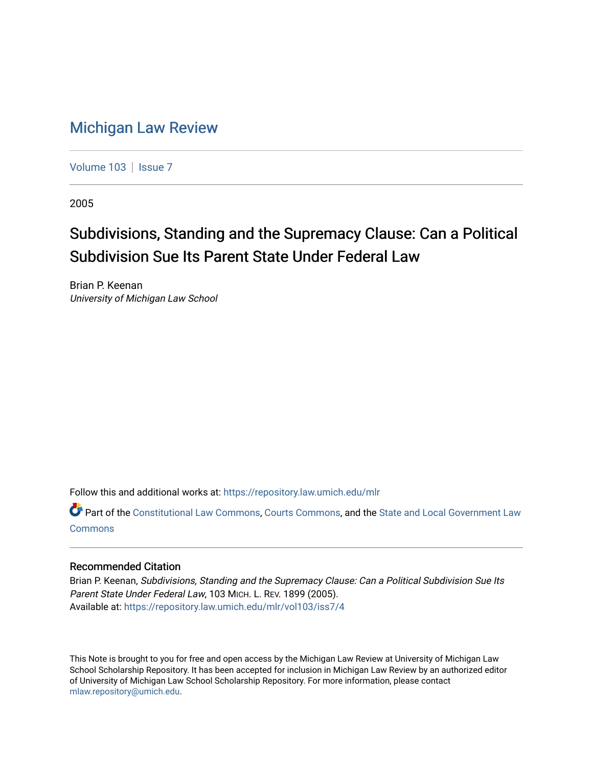# Michigan Law Review

Volume 103 | Issue 7

2005

## Subdivisions, Standing and the Supremacy Clause: Can a Political Subdivision Sue Its Parent State Under Federal Law

Brian P. Keenan
*University of Michigan Law School*

Follow this and additional works at: https://repository.law.umich.edu/mlr

Part of the Constitutional Law Commons, Courts Commons, and the State and Local Government Law Commons

### Recommended Citation

Brian P. Keenan, *Subdivisions, Standing and the Supremacy Clause: Can a Political Subdivision Sue Its Parent State Under Federal Law*, 103 MICH. L. REV. 1899 (2005).
Available at: https://repository.law.umich.edu/mlr/vol103/iss7/4

This Note is brought to you for free and open access by the Michigan Law Review at University of Michigan Law School Scholarship Repository. It has been accepted for inclusion in Michigan Law Review by an authorized editor of University of Michigan Law School Scholarship Repository. For more information, please contact mlaw.repository@umich.edu.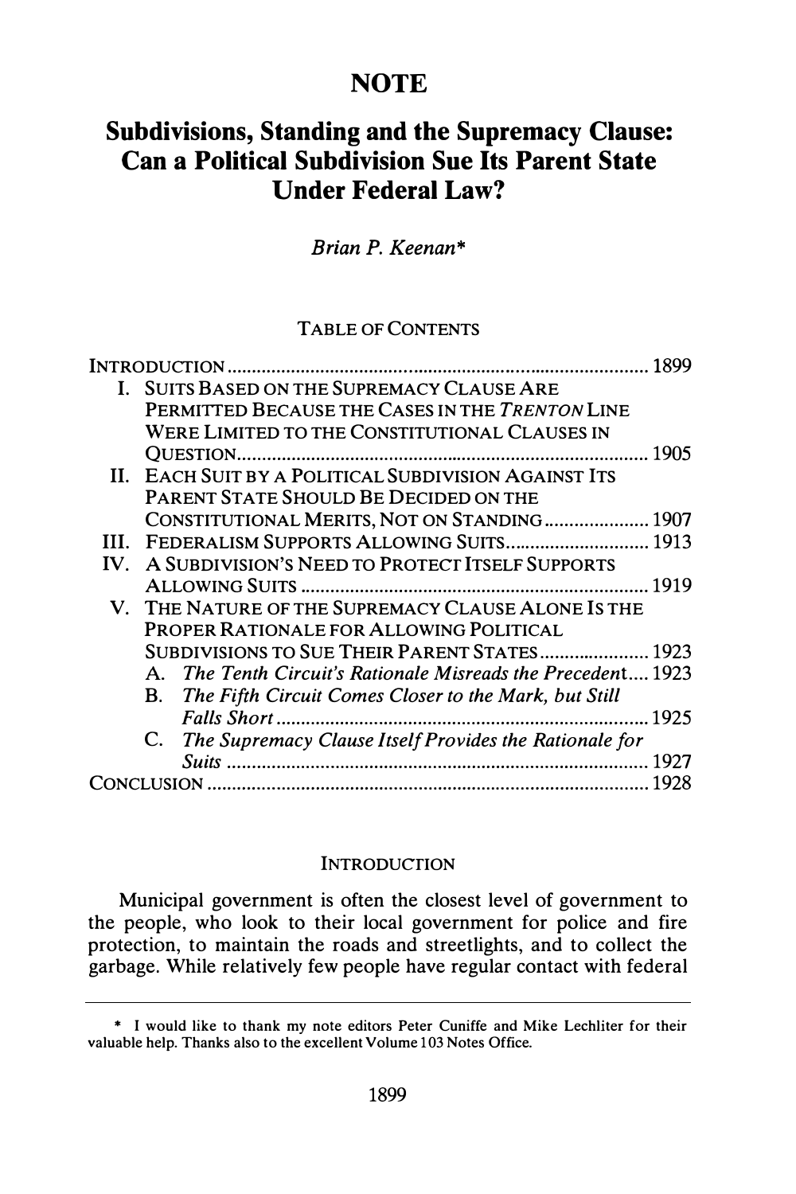# NOTE

## Subdivisions, Standing and the Supremacy Clause: Can a Political Subdivision Sue Its Parent State Under Federal Law?

*Brian P. Keenan**

TABLE OF CONTENTS

INTRODUCTION ..... 1899

I. SUITS BASED ON THE SUPREMACY CLAUSE ARE PERMITTED BECAUSE THE CASES IN THE *TRENTON* LINE WERE LIMITED TO THE CONSTITUTIONAL CLAUSES IN QUESTION ..... 1905

II. EACH SUIT BY A POLITICAL SUBDIVISION AGAINST ITS PARENT STATE SHOULD BE DECIDED ON THE CONSTITUTIONAL MERITS, NOT ON STANDING ..... 1907

III. FEDERALISM SUPPORTS ALLOWING SUITS ..... 1913

IV. A SUBDIVISION'S NEED TO PROTECT ITSELF SUPPORTS ALLOWING SUITS ..... 1919

V. THE NATURE OF THE SUPREMACY CLAUSE ALONE IS THE PROPER RATIONALE FOR ALLOWING POLITICAL SUBDIVISIONS TO SUE THEIR PARENT STATES ..... 1923

A. *The Tenth Circuit's Rationale Misreads the Precedent* ..... 1923

B. *The Fifth Circuit Comes Closer to the Mark, but Still Falls Short* ..... 1925

C. *The Supremacy Clause Itself Provides the Rationale for Suits* ..... 1927

CONCLUSION ..... 1928

### INTRODUCTION

Municipal government is often the closest level of government to the people, who look to their local government for police and fire protection, to maintain the roads and streetlights, and to collect the garbage. While relatively few people have regular contact with federal

---

\* I would like to thank my note editors Peter Cuniffe and Mike Lechliter for their valuable help. Thanks also to the excellent Volume 103 Notes Office.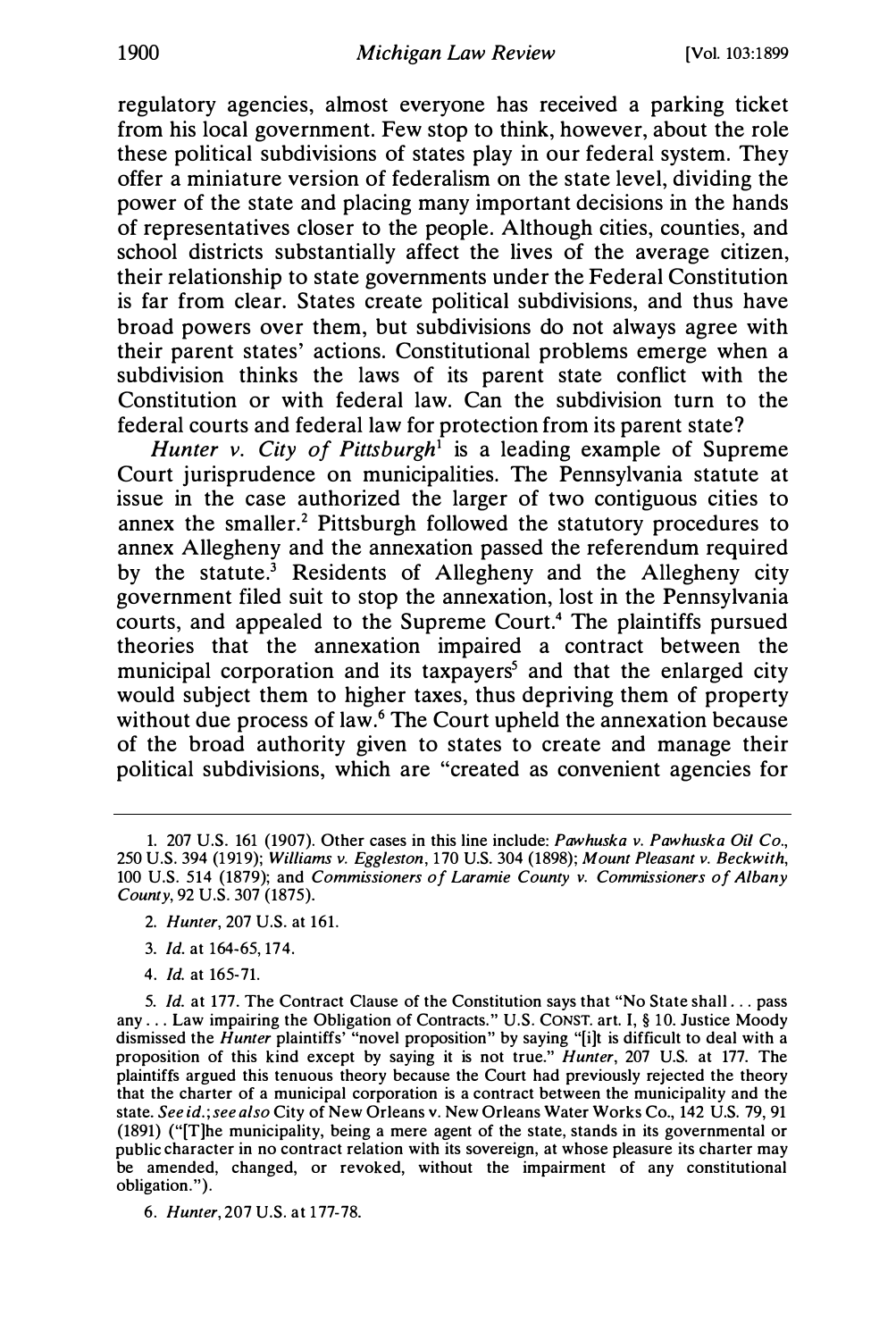regulatory agencies, almost everyone has received a parking ticket from his local government. Few stop to think, however, about the role these political subdivisions of states play in our federal system. They offer a miniature version of federalism on the state level, dividing the power of the state and placing many important decisions in the hands of representatives closer to the people. Although cities, counties, and school districts substantially affect the lives of the average citizen, their relationship to state governments under the Federal Constitution is far from clear. States create political subdivisions, and thus have broad powers over them, but subdivisions do not always agree with their parent states' actions. Constitutional problems emerge when a subdivision thinks the laws of its parent state conflict with the Constitution or with federal law. Can the subdivision turn to the federal courts and federal law for protection from its parent state?

*Hunter v. City of Pittsburgh*[1] is a leading example of Supreme Court jurisprudence on municipalities. The Pennsylvania statute at issue in the case authorized the larger of two contiguous cities to annex the smaller.[2] Pittsburgh followed the statutory procedures to annex Allegheny and the annexation passed the referendum required by the statute.[3] Residents of Allegheny and the Allegheny city government filed suit to stop the annexation, lost in the Pennsylvania courts, and appealed to the Supreme Court.[4] The plaintiffs pursued theories that the annexation impaired a contract between the municipal corporation and its taxpayers[5] and that the enlarged city would subject them to higher taxes, thus depriving them of property without due process of law.[6] The Court upheld the annexation because of the broad authority given to states to create and manage their political subdivisions, which are "created as convenient agencies for

---

1. 207 U.S. 161 (1907). Other cases in this line include: *Pawhuska v. Pawhuska Oil Co.*, 250 U.S. 394 (1919); *Williams v. Eggleston*, 170 U.S. 304 (1898); *Mount Pleasant v. Beckwith*, 100 U.S. 514 (1879); and *Commissioners of Laramie County v. Commissioners of Albany County*, 92 U.S. 307 (1875).

2. *Hunter*, 207 U.S. at 161.

3. *Id.* at 164-65, 174.

4. *Id.* at 165-71.

5. *Id.* at 177. The Contract Clause of the Constitution says that "No State shall . . . pass any . . . Law impairing the Obligation of Contracts." U.S. CONST. art. I, § 10. Justice Moody dismissed the *Hunter* plaintiffs' "novel proposition" by saying "[i]t is difficult to deal with a proposition of this kind except by saying it is not true." *Hunter*, 207 U.S. at 177. The plaintiffs argued this tenuous theory because the Court had previously rejected the theory that the charter of a municipal corporation is a contract between the municipality and the state. *See id.*; *see also* City of New Orleans v. New Orleans Water Works Co., 142 U.S. 79, 91 (1891) ("[T]he municipality, being a mere agent of the state, stands in its governmental or public character in no contract relation with its sovereign, at whose pleasure its charter may be amended, changed, or revoked, without the impairment of any constitutional obligation.").

6. *Hunter*, 207 U.S. at 177-78.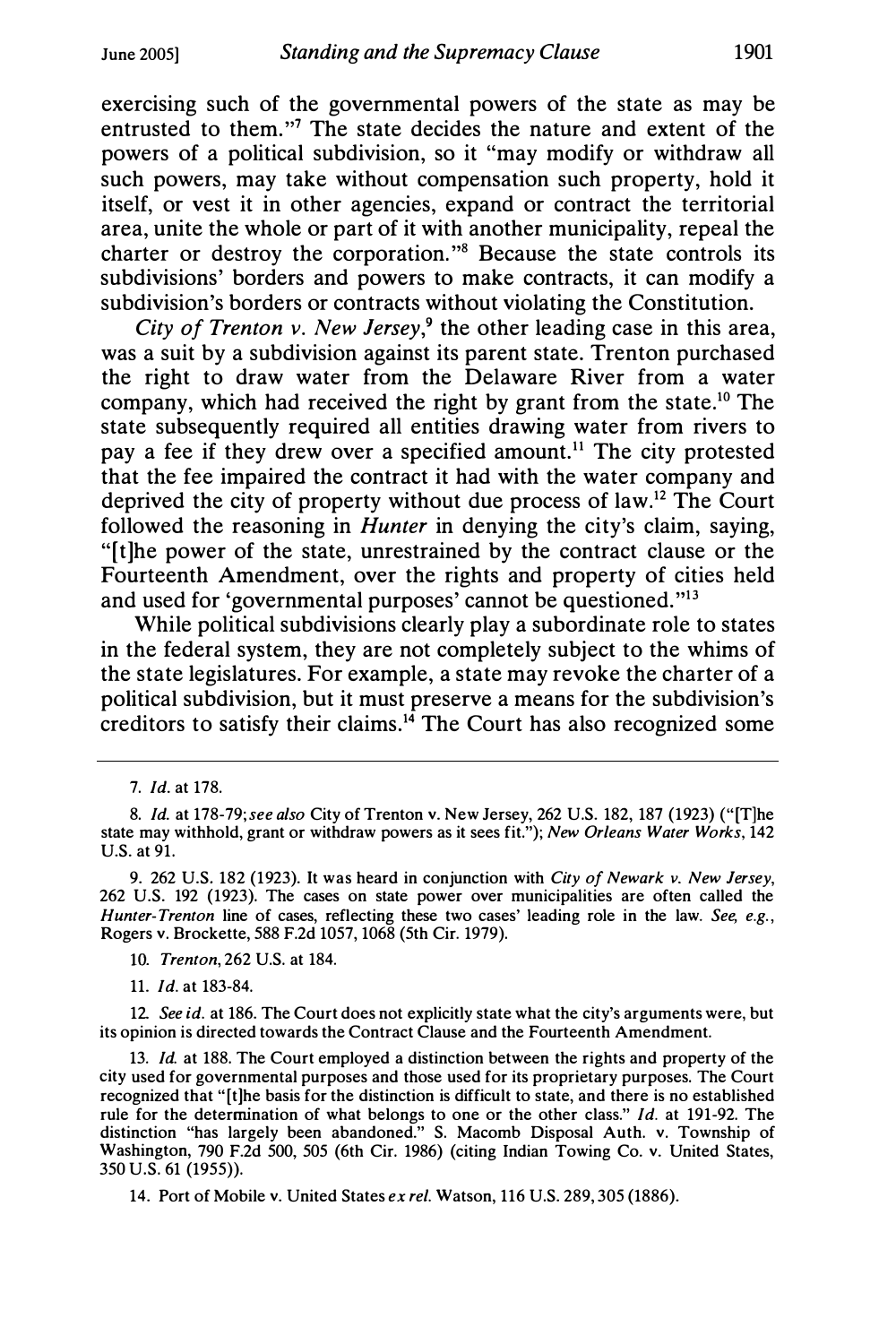exercising such of the governmental powers of the state as may be entrusted to them."[7] The state decides the nature and extent of the powers of a political subdivision, so it "may modify or withdraw all such powers, may take without compensation such property, hold it itself, or vest it in other agencies, expand or contract the territorial area, unite the whole or part of it with another municipality, repeal the charter or destroy the corporation."[8] Because the state controls its subdivisions' borders and powers to make contracts, it can modify a subdivision's borders or contracts without violating the Constitution.

*City of Trenton v. New Jersey*,[9] the other leading case in this area, was a suit by a subdivision against its parent state. Trenton purchased the right to draw water from the Delaware River from a water company, which had received the right by grant from the state.[10] The state subsequently required all entities drawing water from rivers to pay a fee if they drew over a specified amount.[11] The city protested that the fee impaired the contract it had with the water company and deprived the city of property without due process of law.[12] The Court followed the reasoning in *Hunter* in denying the city's claim, saying, "[t]he power of the state, unrestrained by the contract clause or the Fourteenth Amendment, over the rights and property of cities held and used for 'governmental purposes' cannot be questioned."[13]

While political subdivisions clearly play a subordinate role to states in the federal system, they are not completely subject to the whims of the state legislatures. For example, a state may revoke the charter of a political subdivision, but it must preserve a means for the subdivision's creditors to satisfy their claims.[14] The Court has also recognized some

---

7. *Id.* at 178.

8. *Id.* at 178-79; *see also* City of Trenton v. New Jersey, 262 U.S. 182, 187 (1923) ("[T]he state may withhold, grant or withdraw powers as it sees fit."); *New Orleans Water Works*, 142 U.S. at 91.

9. 262 U.S. 182 (1923). It was heard in conjunction with *City of Newark v. New Jersey*, 262 U.S. 192 (1923). The cases on state power over municipalities are often called the *Hunter-Trenton* line of cases, reflecting these two cases' leading role in the law. *See, e.g.*, Rogers v. Brockette, 588 F.2d 1057, 1068 (5th Cir. 1979).

10. *Trenton*, 262 U.S. at 184.

11. *Id.* at 183-84.

12. *See id.* at 186. The Court does not explicitly state what the city's arguments were, but its opinion is directed towards the Contract Clause and the Fourteenth Amendment.

13. *Id.* at 188. The Court employed a distinction between the rights and property of the city used for governmental purposes and those used for its proprietary purposes. The Court recognized that "[t]he basis for the distinction is difficult to state, and there is no established rule for the determination of what belongs to one or the other class." *Id.* at 191-92. The distinction "has largely been abandoned." S. Macomb Disposal Auth. v. Township of Washington, 790 F.2d 500, 505 (6th Cir. 1986) (citing Indian Towing Co. v. United States, 350 U.S. 61 (1955)).

14. Port of Mobile v. United States *ex rel.* Watson, 116 U.S. 289, 305 (1886).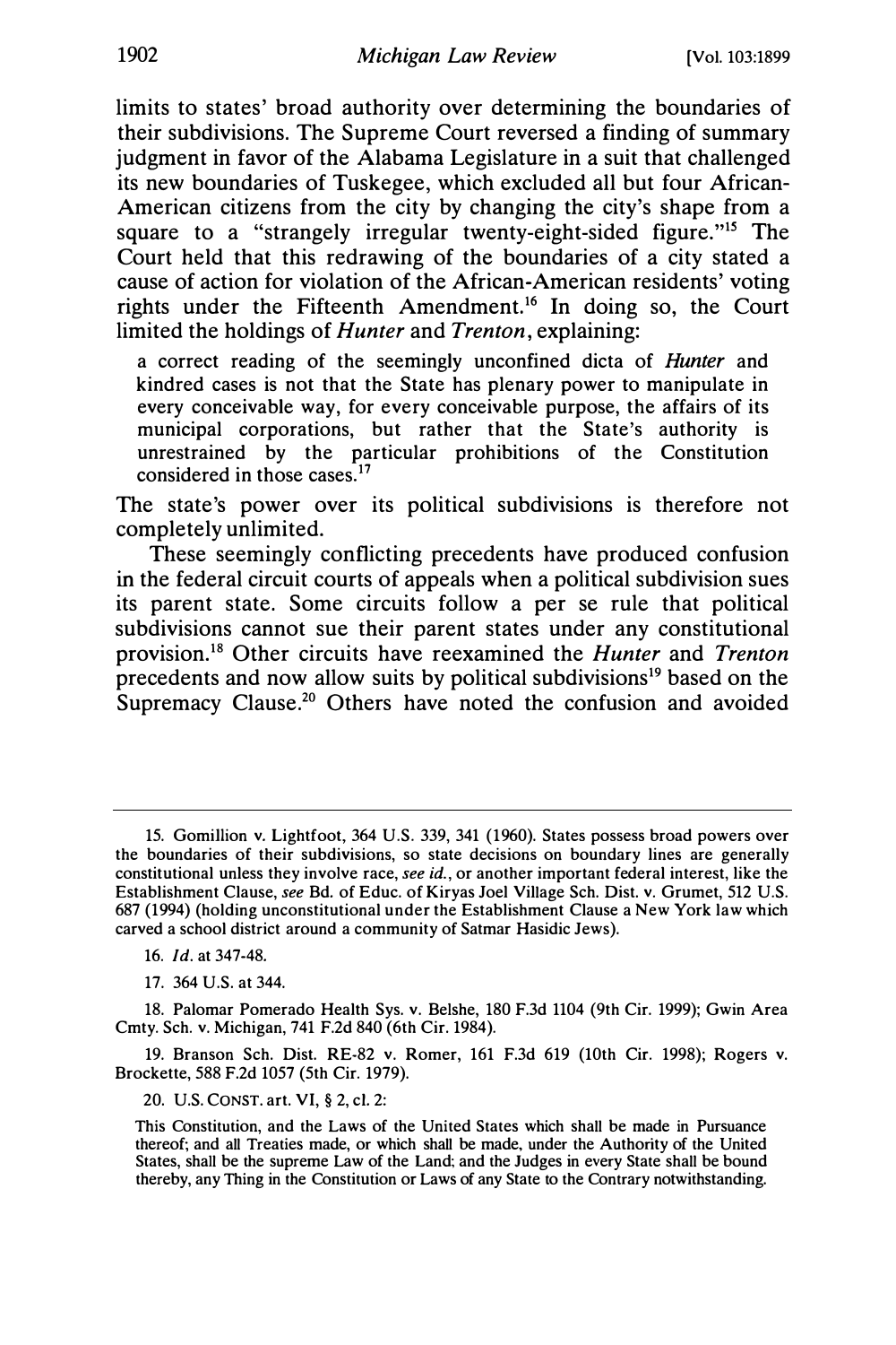limits to states' broad authority over determining the boundaries of their subdivisions. The Supreme Court reversed a finding of summary judgment in favor of the Alabama Legislature in a suit that challenged its new boundaries of Tuskegee, which excluded all but four African-American citizens from the city by changing the city's shape from a square to a "strangely irregular twenty-eight-sided figure."[15] The Court held that this redrawing of the boundaries of a city stated a cause of action for violation of the African-American residents' voting rights under the Fifteenth Amendment.[16] In doing so, the Court limited the holdings of *Hunter* and *Trenton*, explaining:

> a correct reading of the seemingly unconfined dicta of *Hunter* and kindred cases is not that the State has plenary power to manipulate in every conceivable way, for every conceivable purpose, the affairs of its municipal corporations, but rather that the State's authority is unrestrained by the particular prohibitions of the Constitution considered in those cases.[17]

The state's power over its political subdivisions is therefore not completely unlimited.

These seemingly conflicting precedents have produced confusion in the federal circuit courts of appeals when a political subdivision sues its parent state. Some circuits follow a per se rule that political subdivisions cannot sue their parent states under any constitutional provision.[18] Other circuits have reexamined the *Hunter* and *Trenton* precedents and now allow suits by political subdivisions[19] based on the Supremacy Clause.[20] Others have noted the confusion and avoided

---

15. Gomillion v. Lightfoot, 364 U.S. 339, 341 (1960). States possess broad powers over the boundaries of their subdivisions, so state decisions on boundary lines are generally constitutional unless they involve race, *see id.*, or another important federal interest, like the Establishment Clause, *see* Bd. of Educ. of Kiryas Joel Village Sch. Dist. v. Grumet, 512 U.S. 687 (1994) (holding unconstitutional under the Establishment Clause a New York law which carved a school district around a community of Satmar Hasidic Jews).

16. *Id.* at 347-48.

17. 364 U.S. at 344.

18. Palomar Pomerado Health Sys. v. Belshe, 180 F.3d 1104 (9th Cir. 1999); Gwin Area Cmty. Sch. v. Michigan, 741 F.2d 840 (6th Cir. 1984).

19. Branson Sch. Dist. RE-82 v. Romer, 161 F.3d 619 (10th Cir. 1998); Rogers v. Brockette, 588 F.2d 1057 (5th Cir. 1979).

20. U.S. CONST. art. VI, § 2, cl. 2:

> This Constitution, and the Laws of the United States which shall be made in Pursuance thereof; and all Treaties made, or which shall be made, under the Authority of the United States, shall be the supreme Law of the Land; and the Judges in every State shall be bound thereby, any Thing in the Constitution or Laws of any State to the Contrary notwithstanding.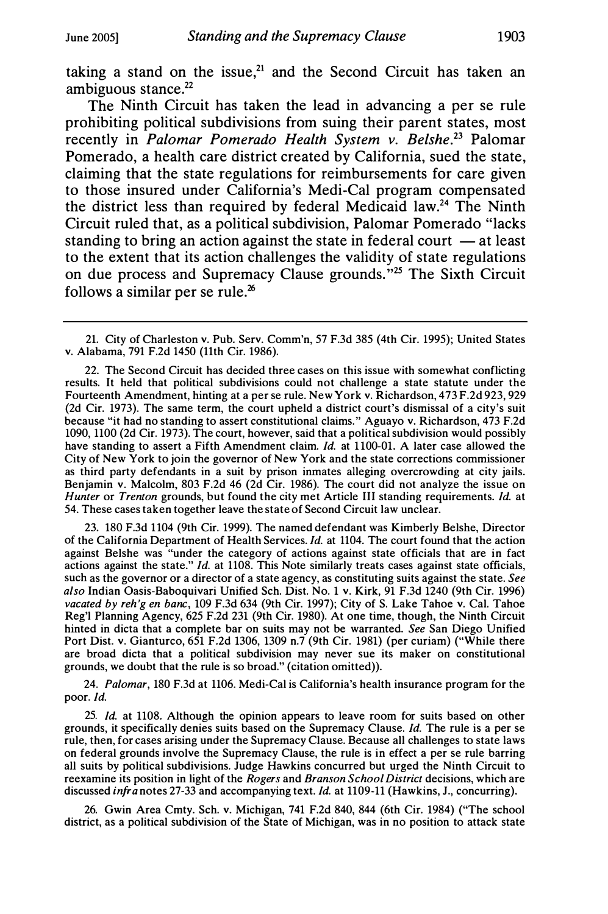taking a stand on the issue,[21] and the Second Circuit has taken an ambiguous stance.[22]

The Ninth Circuit has taken the lead in advancing a per se rule prohibiting political subdivisions from suing their parent states, most recently in *Palomar Pomerado Health System v. Belshe*.[23] Palomar Pomerado, a health care district created by California, sued the state, claiming that the state regulations for reimbursements for care given to those insured under California's Medi-Cal program compensated the district less than required by federal Medicaid law.[24] The Ninth Circuit ruled that, as a political subdivision, Palomar Pomerado "lacks standing to bring an action against the state in federal court — at least to the extent that its action challenges the validity of state regulations on due process and Supremacy Clause grounds."[25] The Sixth Circuit follows a similar per se rule.[26]

---

21. City of Charleston v. Pub. Serv. Comm'n, 57 F.3d 385 (4th Cir. 1995); United States v. Alabama, 791 F.2d 1450 (11th Cir. 1986).

22. The Second Circuit has decided three cases on this issue with somewhat conflicting results. It held that political subdivisions could not challenge a state statute under the Fourteenth Amendment, hinting at a per se rule. New York v. Richardson, 473 F.2d 923, 929 (2d Cir. 1973). The same term, the court upheld a district court's dismissal of a city's suit because "it had no standing to assert constitutional claims." Aguayo v. Richardson, 473 F.2d 1090, 1100 (2d Cir. 1973). The court, however, said that a political subdivision would possibly have standing to assert a Fifth Amendment claim. *Id.* at 1100-01. A later case allowed the City of New York to join the governor of New York and the state corrections commissioner as third party defendants in a suit by prison inmates alleging overcrowding at city jails. Benjamin v. Malcolm, 803 F.2d 46 (2d Cir. 1986). The court did not analyze the issue on *Hunter* or *Trenton* grounds, but found the city met Article III standing requirements. *Id.* at 54. These cases taken together leave the state of Second Circuit law unclear.

23. 180 F.3d 1104 (9th Cir. 1999). The named defendant was Kimberly Belshe, Director of the California Department of Health Services. *Id.* at 1104. The court found that the action against Belshe was "under the category of actions against state officials that are in fact actions against the state." *Id.* at 1108. This Note similarly treats cases against state officials, such as the governor or a director of a state agency, as constituting suits against the state. *See also* Indian Oasis-Baboquivari Unified Sch. Dist. No. 1 v. Kirk, 91 F.3d 1240 (9th Cir. 1996) *vacated by reh'g en banc*, 109 F.3d 634 (9th Cir. 1997); City of S. Lake Tahoe v. Cal. Tahoe Reg'l Planning Agency, 625 F.2d 231 (9th Cir. 1980). At one time, though, the Ninth Circuit hinted in dicta that a complete bar on suits may not be warranted. *See* San Diego Unified Port Dist. v. Gianturco, 651 F.2d 1306, 1309 n.7 (9th Cir. 1981) (per curiam) ("While there are broad dicta that a political subdivision may never sue its maker on constitutional grounds, we doubt that the rule is so broad." (citation omitted)).

24. *Palomar*, 180 F.3d at 1106. Medi-Cal is California's health insurance program for the poor. *Id.*

25. *Id.* at 1108. Although the opinion appears to leave room for suits based on other grounds, it specifically denies suits based on the Supremacy Clause. *Id.* The rule is a per se rule, then, for cases arising under the Supremacy Clause. Because all challenges to state laws on federal grounds involve the Supremacy Clause, the rule is in effect a per se rule barring all suits by political subdivisions. Judge Hawkins concurred but urged the Ninth Circuit to reexamine its position in light of the *Rogers* and *Branson School District* decisions, which are discussed *infra* notes 27-33 and accompanying text. *Id.* at 1109-11 (Hawkins, J., concurring).

26. Gwin Area Cmty. Sch. v. Michigan, 741 F.2d 840, 844 (6th Cir. 1984) ("The school district, as a political subdivision of the State of Michigan, was in no position to attack state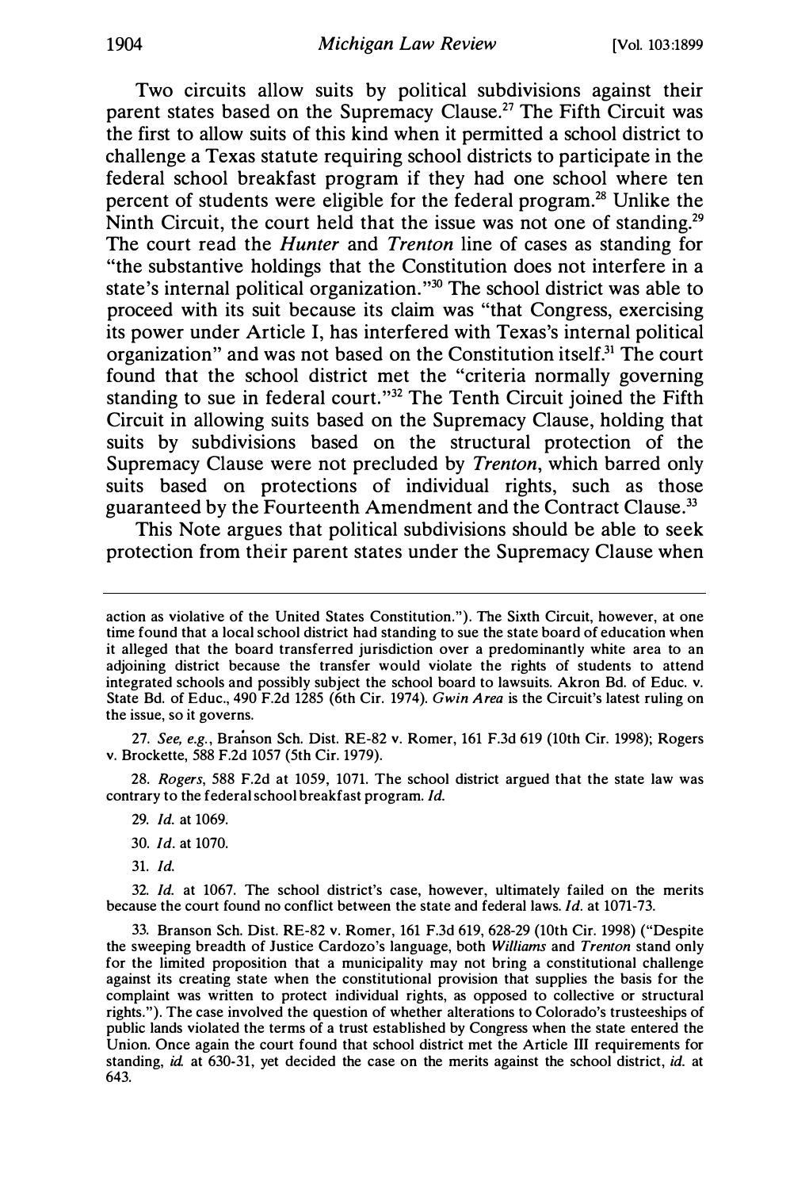Two circuits allow suits by political subdivisions against their parent states based on the Supremacy Clause.[27] The Fifth Circuit was the first to allow suits of this kind when it permitted a school district to challenge a Texas statute requiring school districts to participate in the federal school breakfast program if they had one school where ten percent of students were eligible for the federal program.[28] Unlike the Ninth Circuit, the court held that the issue was not one of standing.[29] The court read the *Hunter* and *Trenton* line of cases as standing for "the substantive holdings that the Constitution does not interfere in a state's internal political organization."[30] The school district was able to proceed with its suit because its claim was "that Congress, exercising its power under Article I, has interfered with Texas's internal political organization" and was not based on the Constitution itself.[31] The court found that the school district met the "criteria normally governing standing to sue in federal court."[32] The Tenth Circuit joined the Fifth Circuit in allowing suits based on the Supremacy Clause, holding that suits by subdivisions based on the structural protection of the Supremacy Clause were not precluded by *Trenton*, which barred only suits based on protections of individual rights, such as those guaranteed by the Fourteenth Amendment and the Contract Clause.[33]

This Note argues that political subdivisions should be able to seek protection from their parent states under the Supremacy Clause when

---

action as violative of the United States Constitution."). The Sixth Circuit, however, at one time found that a local school district had standing to sue the state board of education when it alleged that the board transferred jurisdiction over a predominantly white area to an adjoining district because the transfer would violate the rights of students to attend integrated schools and possibly subject the school board to lawsuits. Akron Bd. of Educ. v. State Bd. of Educ., 490 F.2d 1285 (6th Cir. 1974). *Gwin Area* is the Circuit's latest ruling on the issue, so it governs.

27. *See, e.g.*, Branson Sch. Dist. RE-82 v. Romer, 161 F.3d 619 (10th Cir. 1998); Rogers v. Brockette, 588 F.2d 1057 (5th Cir. 1979).

28. *Rogers*, 588 F.2d at 1059, 1071. The school district argued that the state law was contrary to the federal school breakfast program. *Id.*

29. *Id.* at 1069.

30. *Id.* at 1070.

31. *Id.*

32. *Id.* at 1067. The school district's case, however, ultimately failed on the merits because the court found no conflict between the state and federal laws. *Id.* at 1071-73.

33. Branson Sch. Dist. RE-82 v. Romer, 161 F.3d 619, 628-29 (10th Cir. 1998) ("Despite the sweeping breadth of Justice Cardozo's language, both *Williams* and *Trenton* stand only for the limited proposition that a municipality may not bring a constitutional challenge against its creating state when the constitutional provision that supplies the basis for the complaint was written to protect individual rights, as opposed to collective or structural rights."). The case involved the question of whether alterations to Colorado's trusteeships of public lands violated the terms of a trust established by Congress when the state entered the Union. Once again the court found that school district met the Article III requirements for standing, *id.* at 630-31, yet decided the case on the merits against the school district, *id.* at 643.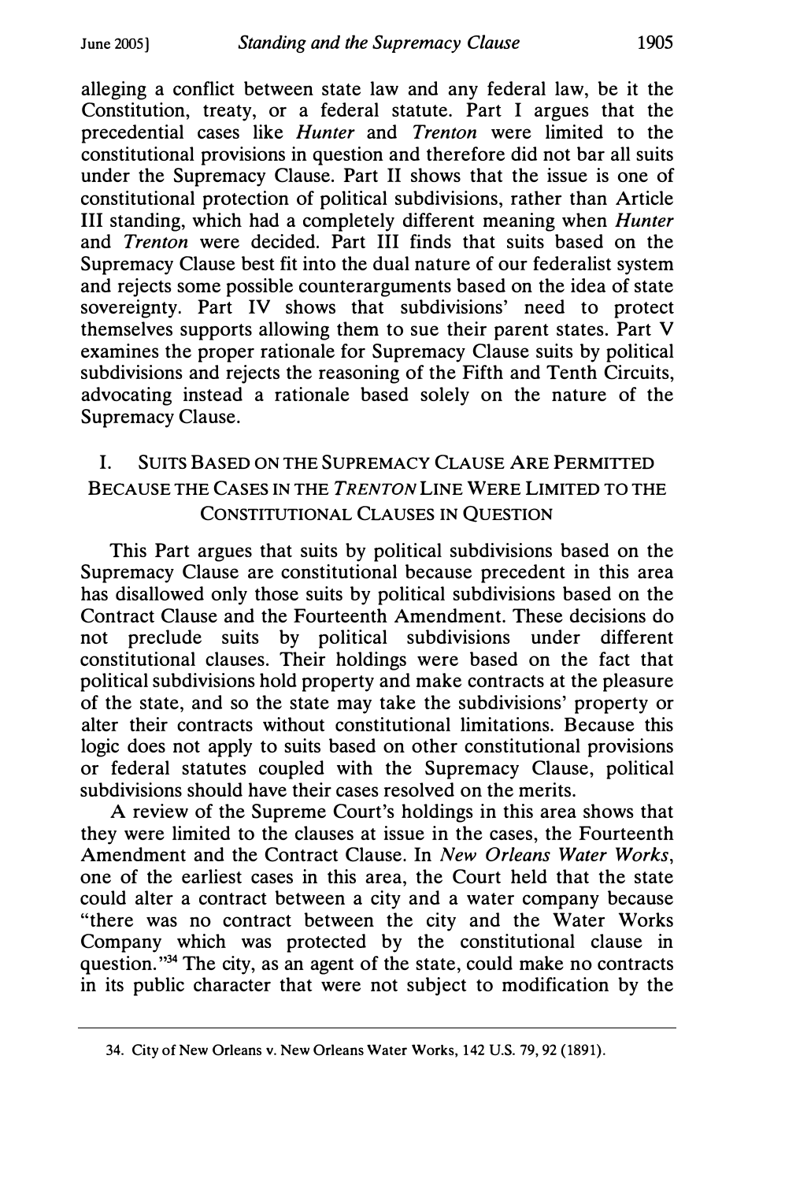alleging a conflict between state law and any federal law, be it the Constitution, treaty, or a federal statute. Part I argues that the precedential cases like *Hunter* and *Trenton* were limited to the constitutional provisions in question and therefore did not bar all suits under the Supremacy Clause. Part II shows that the issue is one of constitutional protection of political subdivisions, rather than Article III standing, which had a completely different meaning when *Hunter* and *Trenton* were decided. Part III finds that suits based on the Supremacy Clause best fit into the dual nature of our federalist system and rejects some possible counterarguments based on the idea of state sovereignty. Part IV shows that subdivisions' need to protect themselves supports allowing them to sue their parent states. Part V examines the proper rationale for Supremacy Clause suits by political subdivisions and rejects the reasoning of the Fifth and Tenth Circuits, advocating instead a rationale based solely on the nature of the Supremacy Clause.

## I. Suits Based on the Supremacy Clause Are Permitted Because the Cases in the *Trenton* Line Were Limited to the Constitutional Clauses in Question

This Part argues that suits by political subdivisions based on the Supremacy Clause are constitutional because precedent in this area has disallowed only those suits by political subdivisions based on the Contract Clause and the Fourteenth Amendment. These decisions do not preclude suits by political subdivisions under different constitutional clauses. Their holdings were based on the fact that political subdivisions hold property and make contracts at the pleasure of the state, and so the state may take the subdivisions' property or alter their contracts without constitutional limitations. Because this logic does not apply to suits based on other constitutional provisions or federal statutes coupled with the Supremacy Clause, political subdivisions should have their cases resolved on the merits.

A review of the Supreme Court's holdings in this area shows that they were limited to the clauses at issue in the cases, the Fourteenth Amendment and the Contract Clause. In *New Orleans Water Works*, one of the earliest cases in this area, the Court held that the state could alter a contract between a city and a water company because "there was no contract between the city and the Water Works Company which was protected by the constitutional clause in question."[34] The city, as an agent of the state, could make no contracts in its public character that were not subject to modification by the

34. City of New Orleans v. New Orleans Water Works, 142 U.S. 79, 92 (1891).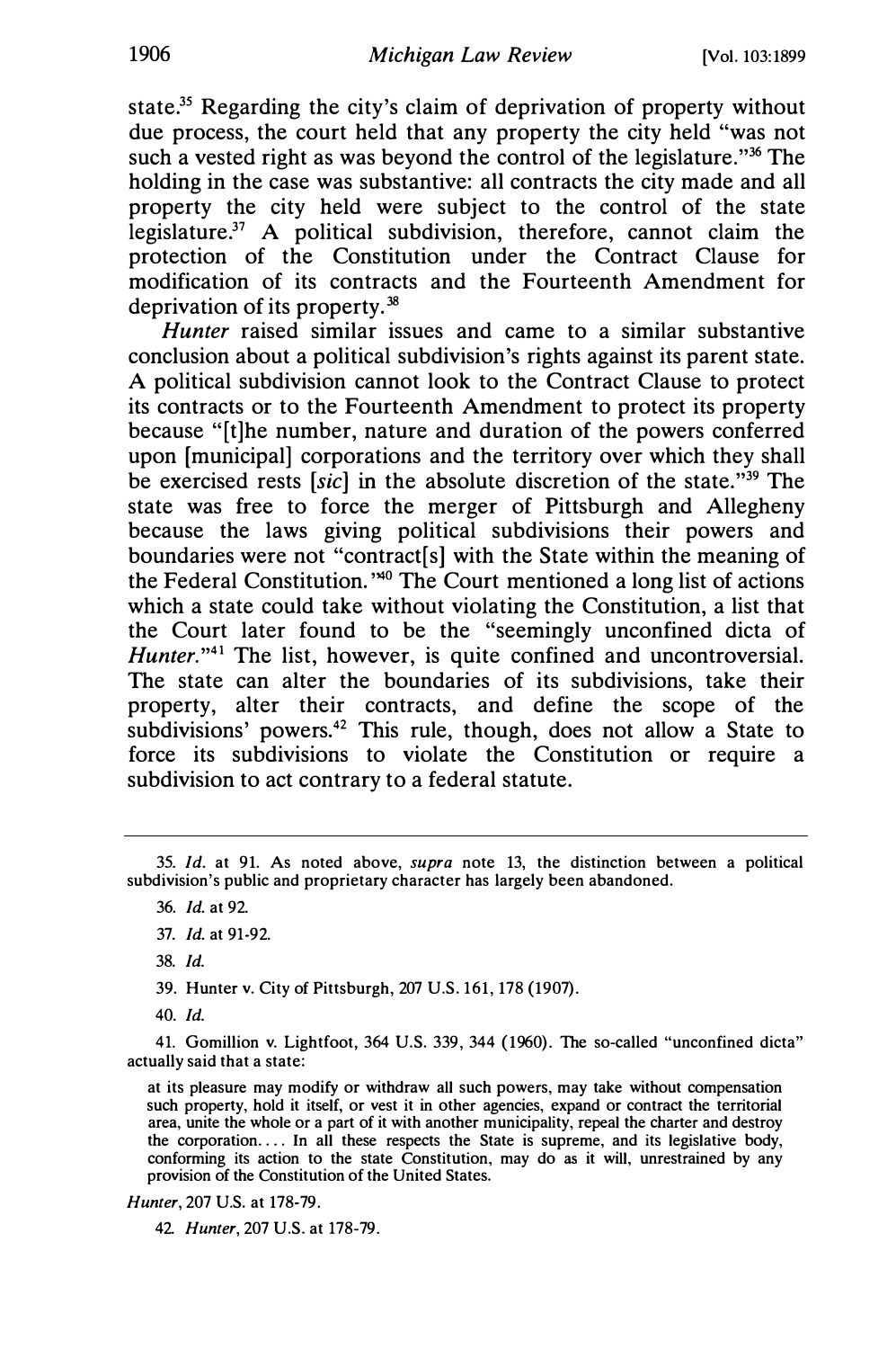state.[35] Regarding the city's claim of deprivation of property without due process, the court held that any property the city held "was not such a vested right as was beyond the control of the legislature."[36] The holding in the case was substantive: all contracts the city made and all property the city held were subject to the control of the state legislature.[37] A political subdivision, therefore, cannot claim the protection of the Constitution under the Contract Clause for modification of its contracts and the Fourteenth Amendment for deprivation of its property.[38]

*Hunter* raised similar issues and came to a similar substantive conclusion about a political subdivision's rights against its parent state. A political subdivision cannot look to the Contract Clause to protect its contracts or to the Fourteenth Amendment to protect its property because "[t]he number, nature and duration of the powers conferred upon [municipal] corporations and the territory over which they shall be exercised rests [*sic*] in the absolute discretion of the state."[39] The state was free to force the merger of Pittsburgh and Allegheny because the laws giving political subdivisions their powers and boundaries were not "contract[s] with the State within the meaning of the Federal Constitution."[40] The Court mentioned a long list of actions which a state could take without violating the Constitution, a list that the Court later found to be the "seemingly unconfined dicta of *Hunter*."[41] The list, however, is quite confined and uncontroversial. The state can alter the boundaries of its subdivisions, take their property, alter their contracts, and define the scope of the subdivisions' powers.[42] This rule, though, does not allow a State to force its subdivisions to violate the Constitution or require a subdivision to act contrary to a federal statute.

---

35. *Id.* at 91. As noted above, *supra* note 13, the distinction between a political subdivision's public and proprietary character has largely been abandoned.

36. *Id.* at 92.

37. *Id.* at 91-92.

38. *Id.*

39. Hunter v. City of Pittsburgh, 207 U.S. 161, 178 (1907).

40. *Id.*

41. Gomillion v. Lightfoot, 364 U.S. 339, 344 (1960). The so-called "unconfined dicta" actually said that a state:

> at its pleasure may modify or withdraw all such powers, may take without compensation such property, hold it itself, or vest it in other agencies, expand or contract the territorial area, unite the whole or a part of it with another municipality, repeal the charter and destroy the corporation.... In all these respects the State is supreme, and its legislative body, conforming its action to the state Constitution, may do as it will, unrestrained by any provision of the Constitution of the United States.

*Hunter*, 207 U.S. at 178-79.

42. *Hunter*, 207 U.S. at 178-79.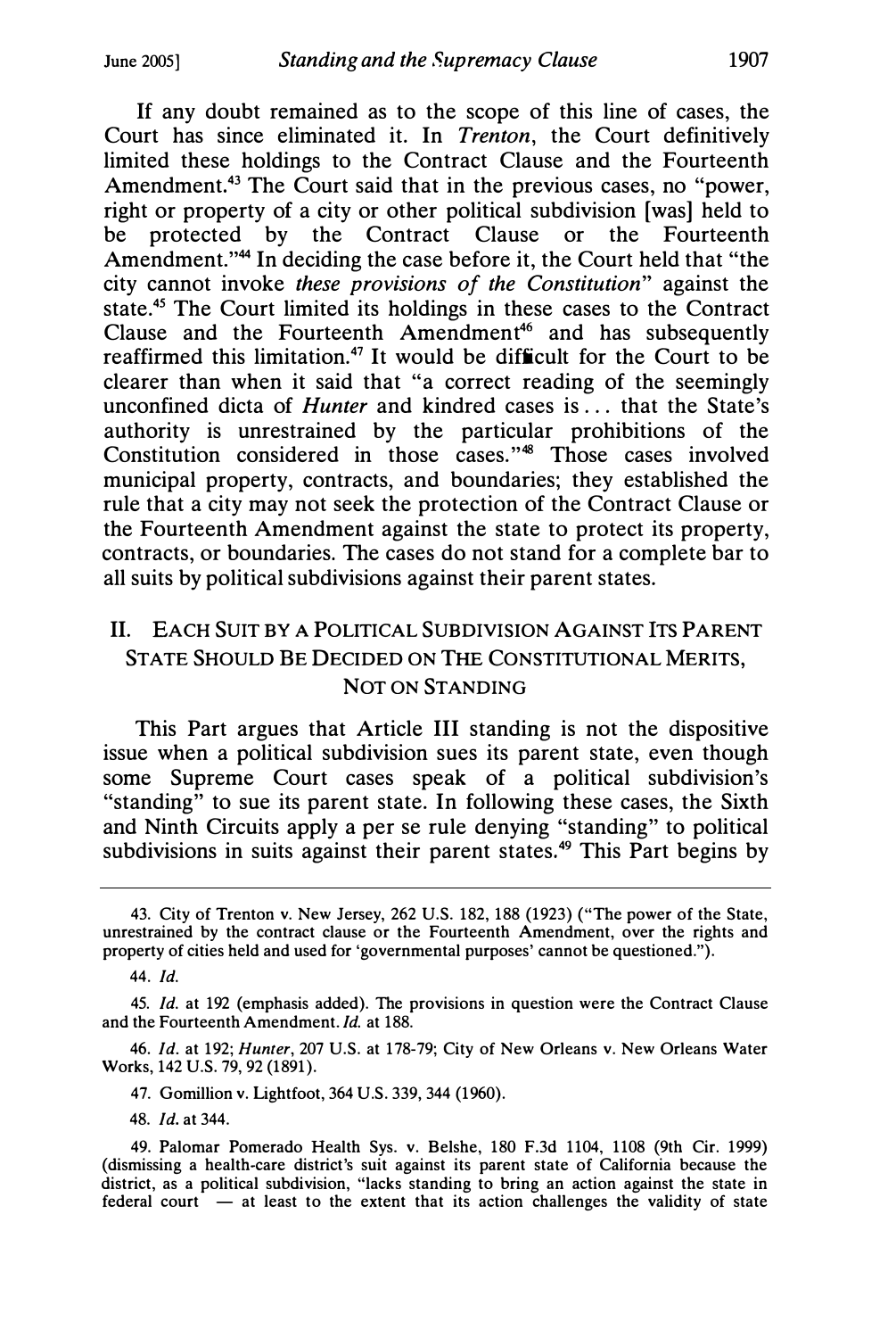If any doubt remained as to the scope of this line of cases, the Court has since eliminated it. In *Trenton*, the Court definitively limited these holdings to the Contract Clause and the Fourteenth Amendment.[43] The Court said that in the previous cases, no "power, right or property of a city or other political subdivision [was] held to be protected by the Contract Clause or the Fourteenth Amendment."[44] In deciding the case before it, the Court held that "the city cannot invoke *these provisions of the Constitution*" against the state.[45] The Court limited its holdings in these cases to the Contract Clause and the Fourteenth Amendment[46] and has subsequently reaffirmed this limitation.[47] It would be difficult for the Court to be clearer than when it said that "a correct reading of the seemingly unconfined dicta of *Hunter* and kindred cases is . . . that the State's authority is unrestrained by the particular prohibitions of the Constitution considered in those cases."[48] Those cases involved municipal property, contracts, and boundaries; they established the rule that a city may not seek the protection of the Contract Clause or the Fourteenth Amendment against the state to protect its property, contracts, or boundaries. The cases do not stand for a complete bar to all suits by political subdivisions against their parent states.

## II. Each Suit by a Political Subdivision Against Its Parent State Should Be Decided on the Constitutional Merits, Not on Standing

This Part argues that Article III standing is not the dispositive issue when a political subdivision sues its parent state, even though some Supreme Court cases speak of a political subdivision's "standing" to sue its parent state. In following these cases, the Sixth and Ninth Circuits apply a per se rule denying "standing" to political subdivisions in suits against their parent states.[49] This Part begins by

---

43. City of Trenton v. New Jersey, 262 U.S. 182, 188 (1923) ("The power of the State, unrestrained by the contract clause or the Fourteenth Amendment, over the rights and property of cities held and used for 'governmental purposes' cannot be questioned.").

44. *Id.*

45. *Id.* at 192 (emphasis added). The provisions in question were the Contract Clause and the Fourteenth Amendment. *Id.* at 188.

46. *Id.* at 192; *Hunter*, 207 U.S. at 178-79; City of New Orleans v. New Orleans Water Works, 142 U.S. 79, 92 (1891).

47. Gomillion v. Lightfoot, 364 U.S. 339, 344 (1960).

48. *Id.* at 344.

49. Palomar Pomerado Health Sys. v. Belshe, 180 F.3d 1104, 1108 (9th Cir. 1999) (dismissing a health-care district's suit against its parent state of California because the district, as a political subdivision, "lacks standing to bring an action against the state in federal court — at least to the extent that its action challenges the validity of state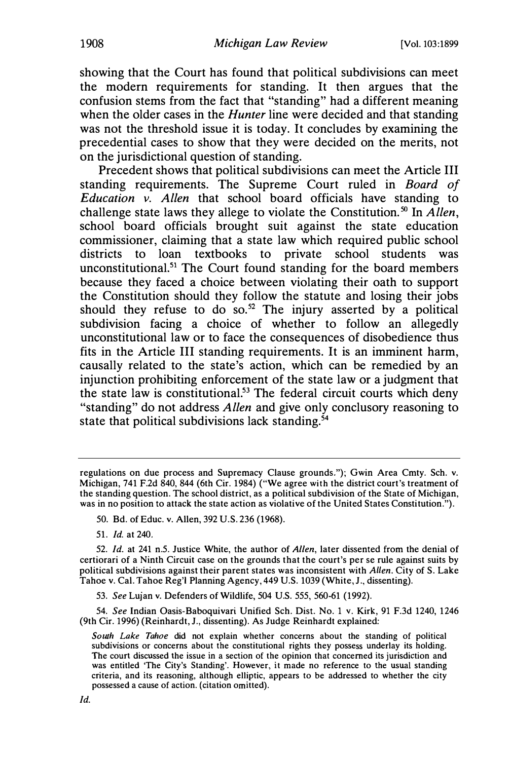showing that the Court has found that political subdivisions can meet the modern requirements for standing. It then argues that the confusion stems from the fact that "standing" had a different meaning when the older cases in the *Hunter* line were decided and that standing was not the threshold issue it is today. It concludes by examining the precedential cases to show that they were decided on the merits, not on the jurisdictional question of standing.

Precedent shows that political subdivisions can meet the Article III standing requirements. The Supreme Court ruled in *Board of Education v. Allen* that school board officials have standing to challenge state laws they allege to violate the Constitution.[50] In *Allen*, school board officials brought suit against the state education commissioner, claiming that a state law which required public school districts to loan textbooks to private school students was unconstitutional.[51] The Court found standing for the board members because they faced a choice between violating their oath to support the Constitution should they follow the statute and losing their jobs should they refuse to do so.[52] The injury asserted by a political subdivision facing a choice of whether to follow an allegedly unconstitutional law or to face the consequences of disobedience thus fits in the Article III standing requirements. It is an imminent harm, causally related to the state's action, which can be remedied by an injunction prohibiting enforcement of the state law or a judgment that the state law is constitutional.[53] The federal circuit courts which deny "standing" do not address *Allen* and give only conclusory reasoning to state that political subdivisions lack standing.[54]

---

regulations on due process and Supremacy Clause grounds."); Gwin Area Cmty. Sch. v. Michigan, 741 F.2d 840, 844 (6th Cir. 1984) ("We agree with the district court's treatment of the standing question. The school district, as a political subdivision of the State of Michigan, was in no position to attack the state action as violative of the United States Constitution.").

50. Bd. of Educ. v. Allen, 392 U.S. 236 (1968).

51. *Id.* at 240.

52. *Id.* at 241 n.5. Justice White, the author of *Allen*, later dissented from the denial of certiorari of a Ninth Circuit case on the grounds that the court's per se rule against suits by political subdivisions against their parent states was inconsistent with *Allen*. City of S. Lake Tahoe v. Cal. Tahoe Reg'l Planning Agency, 449 U.S. 1039 (White, J., dissenting).

53. *See* Lujan v. Defenders of Wildlife, 504 U.S. 555, 560-61 (1992).

54. *See* Indian Oasis-Baboquivari Unified Sch. Dist. No. 1 v. Kirk, 91 F.3d 1240, 1246 (9th Cir. 1996) (Reinhardt, J., dissenting). As Judge Reinhardt explained:

> *South Lake Tahoe* did not explain whether concerns about the standing of political subdivisions or concerns about the constitutional rights they possess underlay its holding. The court discussed the issue in a section of the opinion that concerned its jurisdiction and was entitled 'The City's Standing'. However, it made no reference to the usual standing criteria, and its reasoning, although elliptic, appears to be addressed to whether the city possessed a cause of action. (citation omitted).

*Id.*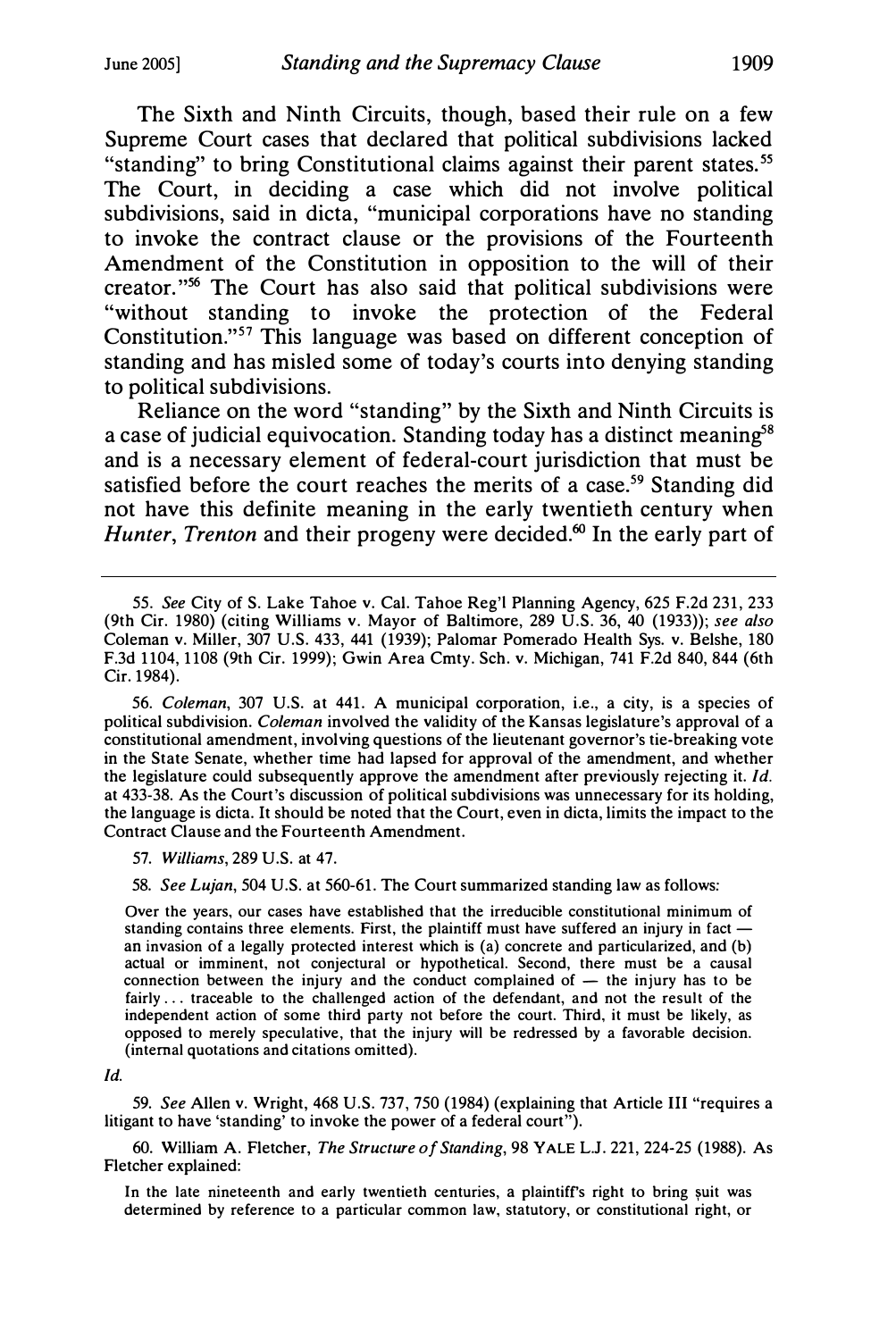The Sixth and Ninth Circuits, though, based their rule on a few Supreme Court cases that declared that political subdivisions lacked "standing" to bring Constitutional claims against their parent states.[55] The Court, in deciding a case which did not involve political subdivisions, said in dicta, "municipal corporations have no standing to invoke the contract clause or the provisions of the Fourteenth Amendment of the Constitution in opposition to the will of their creator."[56] The Court has also said that political subdivisions were "without standing to invoke the protection of the Federal Constitution."[57] This language was based on different conception of standing and has misled some of today's courts into denying standing to political subdivisions.

Reliance on the word "standing" by the Sixth and Ninth Circuits is a case of judicial equivocation. Standing today has a distinct meaning[58] and is a necessary element of federal-court jurisdiction that must be satisfied before the court reaches the merits of a case.[59] Standing did not have this definite meaning in the early twentieth century when *Hunter*, *Trenton* and their progeny were decided.[60] In the early part of

---

55. *See* City of S. Lake Tahoe v. Cal. Tahoe Reg'l Planning Agency, 625 F.2d 231, 233 (9th Cir. 1980) (citing Williams v. Mayor of Baltimore, 289 U.S. 36, 40 (1933)); *see also* Coleman v. Miller, 307 U.S. 433, 441 (1939); Palomar Pomerado Health Sys. v. Belshe, 180 F.3d 1104, 1108 (9th Cir. 1999); Gwin Area Cmty. Sch. v. Michigan, 741 F.2d 840, 844 (6th Cir. 1984).

56. *Coleman*, 307 U.S. at 441. A municipal corporation, i.e., a city, is a species of political subdivision. *Coleman* involved the validity of the Kansas legislature's approval of a constitutional amendment, involving questions of the lieutenant governor's tie-breaking vote in the State Senate, whether time had lapsed for approval of the amendment, and whether the legislature could subsequently approve the amendment after previously rejecting it. *Id.* at 433-38. As the Court's discussion of political subdivisions was unnecessary for its holding, the language is dicta. It should be noted that the Court, even in dicta, limits the impact to the Contract Clause and the Fourteenth Amendment.

57. *Williams*, 289 U.S. at 47.

58. *See Lujan*, 504 U.S. at 560-61. The Court summarized standing law as follows:

> Over the years, our cases have established that the irreducible constitutional minimum of standing contains three elements. First, the plaintiff must have suffered an injury in fact — an invasion of a legally protected interest which is (a) concrete and particularized, and (b) actual or imminent, not conjectural or hypothetical. Second, there must be a causal connection between the injury and the conduct complained of — the injury has to be fairly ... traceable to the challenged action of the defendant, and not the result of the independent action of some third party not before the court. Third, it must be likely, as opposed to merely speculative, that the injury will be redressed by a favorable decision. (internal quotations and citations omitted).

*Id.*

59. *See* Allen v. Wright, 468 U.S. 737, 750 (1984) (explaining that Article III "requires a litigant to have 'standing' to invoke the power of a federal court").

60. William A. Fletcher, *The Structure of Standing*, 98 YALE L.J. 221, 224-25 (1988). As Fletcher explained:

> In the late nineteenth and early twentieth centuries, a plaintiff's right to bring suit was determined by reference to a particular common law, statutory, or constitutional right, or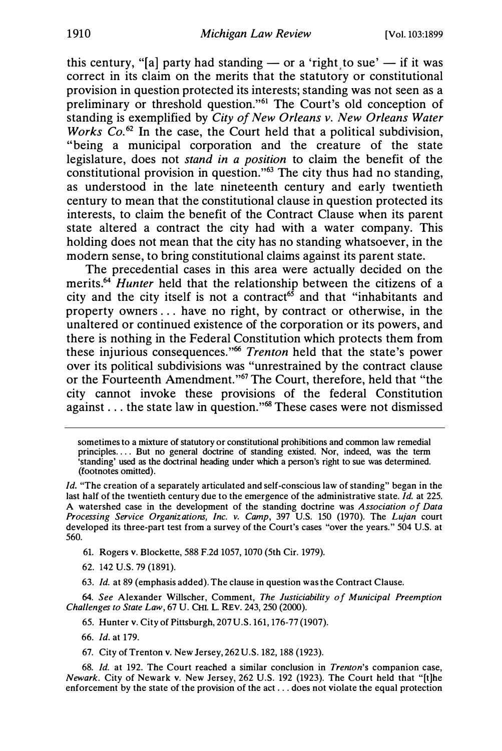this century, "[a] party had standing — or a 'right to sue' — if it was correct in its claim on the merits that the statutory or constitutional provision in question protected its interests; standing was not seen as a preliminary or threshold question."[61] The Court's old conception of standing is exemplified by *City of New Orleans v. New Orleans Water Works Co.*[62] In the case, the Court held that a political subdivision, "being a municipal corporation and the creature of the state legislature, does not *stand in a position* to claim the benefit of the constitutional provision in question."[63] The city thus had no standing, as understood in the late nineteenth century and early twentieth century to mean that the constitutional clause in question protected its interests, to claim the benefit of the Contract Clause when its parent state altered a contract the city had with a water company. This holding does not mean that the city has no standing whatsoever, in the modern sense, to bring constitutional claims against its parent state.

The precedential cases in this area were actually decided on the merits.[64] *Hunter* held that the relationship between the citizens of a city and the city itself is not a contract[65] and that "inhabitants and property owners . . . have no right, by contract or otherwise, in the unaltered or continued existence of the corporation or its powers, and there is nothing in the Federal Constitution which protects them from these injurious consequences."[66] *Trenton* held that the state's power over its political subdivisions was "unrestrained by the contract clause or the Fourteenth Amendment."[67] The Court, therefore, held that "the city cannot invoke these provisions of the federal Constitution against . . . the state law in question."[68] These cases were not dismissed

---

sometimes to a mixture of statutory or constitutional prohibitions and common law remedial principles. . . . But no general doctrine of standing existed. Nor, indeed, was the term 'standing' used as the doctrinal heading under which a person's right to sue was determined. (footnotes omitted).

*Id.* "The creation of a separately articulated and self-conscious law of standing" began in the last half of the twentieth century due to the emergence of the administrative state. *Id.* at 225. A watershed case in the development of the standing doctrine was *Association of Data Processing Service Organizations, Inc. v. Camp*, 397 U.S. 150 (1970). The *Lujan* court developed its three-part test from a survey of the Court's cases "over the years." 504 U.S. at 560.

61. Rogers v. Blockette, 588 F.2d 1057, 1070 (5th Cir. 1979).

62. 142 U.S. 79 (1891).

63. *Id.* at 89 (emphasis added). The clause in question was the Contract Clause.

64. *See* Alexander Willscher, Comment, *The Justiciability of Municipal Preemption Challenges to State Law*, 67 U. CHI. L. REV. 243, 250 (2000).

65. Hunter v. City of Pittsburgh, 207 U.S. 161, 176-77 (1907).

66. *Id.* at 179.

67. City of Trenton v. New Jersey, 262 U.S. 182, 188 (1923).

68. *Id.* at 192. The Court reached a similar conclusion in *Trenton*'s companion case, *Newark*. City of Newark v. New Jersey, 262 U.S. 192 (1923). The Court held that "[t]he enforcement by the state of the provision of the act . . . does not violate the equal protection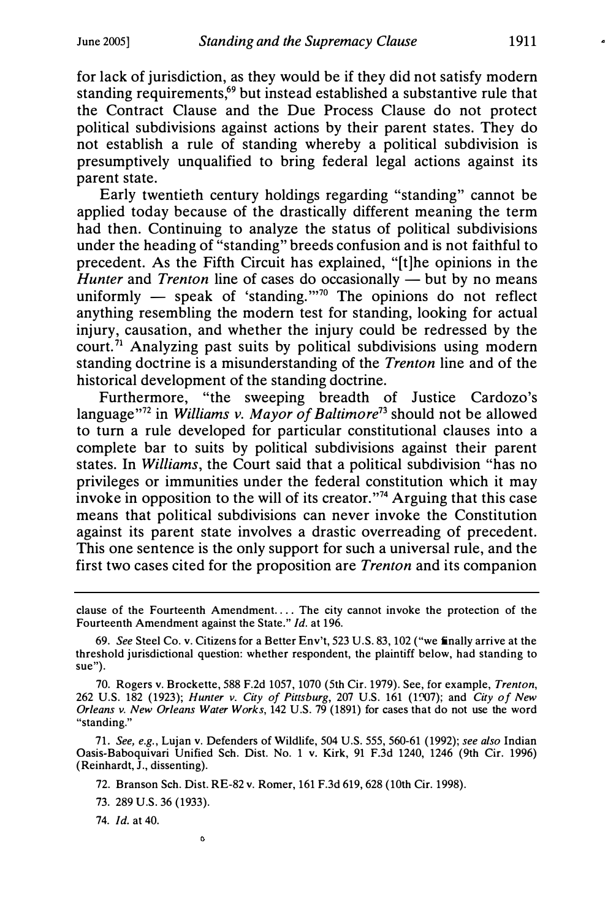for lack of jurisdiction, as they would be if they did not satisfy modern standing requirements,[69] but instead established a substantive rule that the Contract Clause and the Due Process Clause do not protect political subdivisions against actions by their parent states. They do not establish a rule of standing whereby a political subdivision is presumptively unqualified to bring federal legal actions against its parent state.

Early twentieth century holdings regarding "standing" cannot be applied today because of the drastically different meaning the term had then. Continuing to analyze the status of political subdivisions under the heading of "standing" breeds confusion and is not faithful to precedent. As the Fifth Circuit has explained, "[t]he opinions in the *Hunter* and *Trenton* line of cases do occasionally — but by no means uniformly — speak of 'standing.'"[70] The opinions do not reflect anything resembling the modern test for standing, looking for actual injury, causation, and whether the injury could be redressed by the court.[71] Analyzing past suits by political subdivisions using modern standing doctrine is a misunderstanding of the *Trenton* line and of the historical development of the standing doctrine.

Furthermore, "the sweeping breadth of Justice Cardozo's language"[72] in *Williams v. Mayor of Baltimore*[73] should not be allowed to turn a rule developed for particular constitutional clauses into a complete bar to suits by political subdivisions against their parent states. In *Williams*, the Court said that a political subdivision "has no privileges or immunities under the federal constitution which it may invoke in opposition to the will of its creator."[74] Arguing that this case means that political subdivisions can never invoke the Constitution against its parent state involves a drastic overreading of precedent. This one sentence is the only support for such a universal rule, and the first two cases cited for the proposition are *Trenton* and its companion

---

clause of the Fourteenth Amendment.... The city cannot invoke the protection of the Fourteenth Amendment against the State." *Id.* at 196.

69. *See* Steel Co. v. Citizens for a Better Env't, 523 U.S. 83, 102 ("we finally arrive at the threshold jurisdictional question: whether respondent, the plaintiff below, had standing to sue").

70. Rogers v. Brockette, 588 F.2d 1057, 1070 (5th Cir. 1979). See, for example, *Trenton*, 262 U.S. 182 (1923); *Hunter v. City of Pittsburg*, 207 U.S. 161 (1907); and *City of New Orleans v. New Orleans Water Works*, 142 U.S. 79 (1891) for cases that do not use the word "standing."

71. *See, e.g.*, Lujan v. Defenders of Wildlife, 504 U.S. 555, 560-61 (1992); *see also* Indian Oasis-Baboquivari Unified Sch. Dist. No. 1 v. Kirk, 91 F.3d 1240, 1246 (9th Cir. 1996) (Reinhardt, J., dissenting).

72. Branson Sch. Dist. RE-82 v. Romer, 161 F.3d 619, 628 (10th Cir. 1998).

73. 289 U.S. 36 (1933).

74. *Id.* at 40.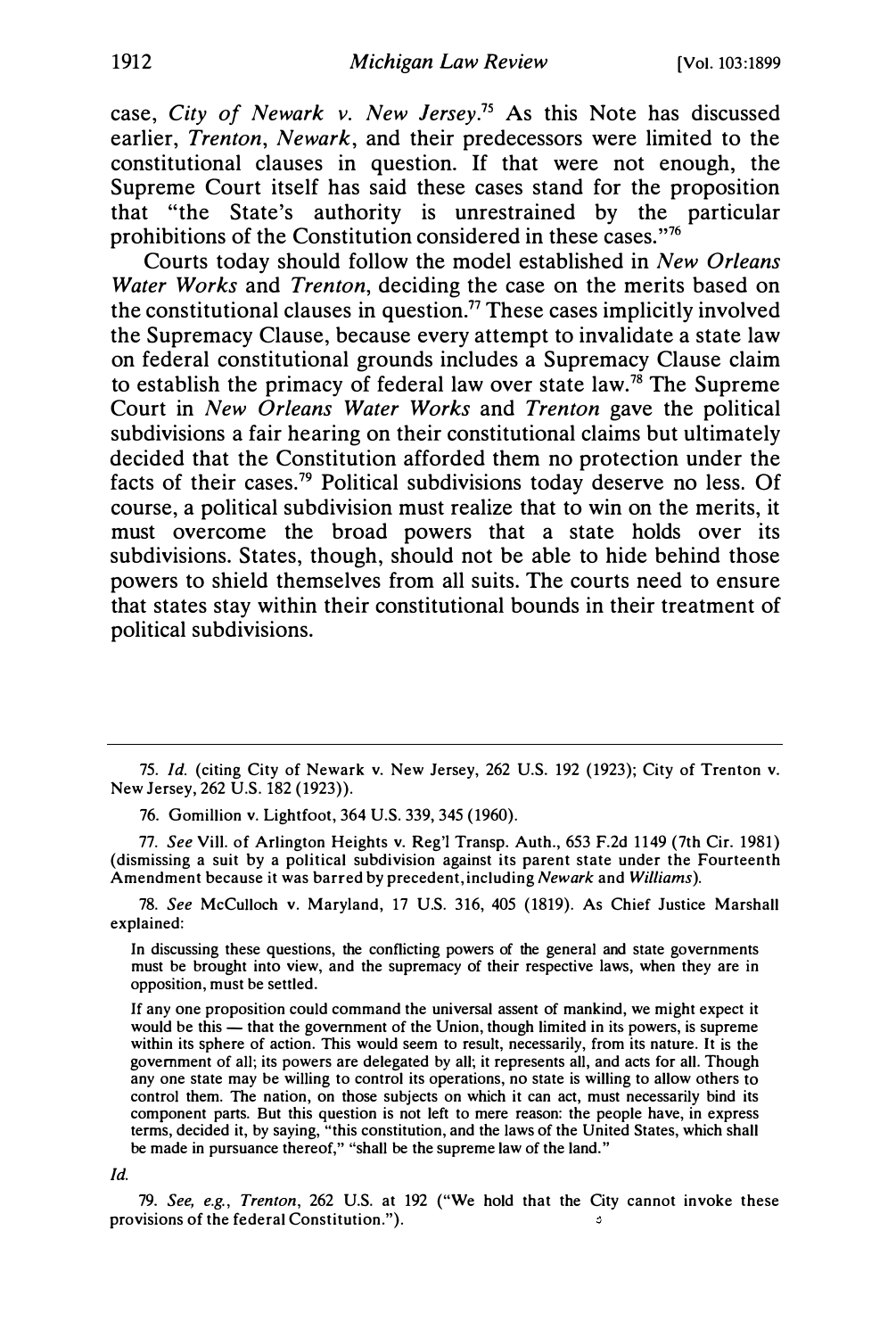case, *City of Newark v. New Jersey*.[75] As this Note has discussed earlier, *Trenton*, *Newark*, and their predecessors were limited to the constitutional clauses in question. If that were not enough, the Supreme Court itself has said these cases stand for the proposition that "the State's authority is unrestrained by the particular prohibitions of the Constitution considered in these cases."[76]

Courts today should follow the model established in *New Orleans Water Works* and *Trenton*, deciding the case on the merits based on the constitutional clauses in question.[77] These cases implicitly involved the Supremacy Clause, because every attempt to invalidate a state law on federal constitutional grounds includes a Supremacy Clause claim to establish the primacy of federal law over state law.[78] The Supreme Court in *New Orleans Water Works* and *Trenton* gave the political subdivisions a fair hearing on their constitutional claims but ultimately decided that the Constitution afforded them no protection under the facts of their cases.[79] Political subdivisions today deserve no less. Of course, a political subdivision must realize that to win on the merits, it must overcome the broad powers that a state holds over its subdivisions. States, though, should not be able to hide behind those powers to shield themselves from all suits. The courts need to ensure that states stay within their constitutional bounds in their treatment of political subdivisions.

---

75. *Id.* (citing City of Newark v. New Jersey, 262 U.S. 192 (1923); City of Trenton v. New Jersey, 262 U.S. 182 (1923)).

76. Gomillion v. Lightfoot, 364 U.S. 339, 345 (1960).

77. *See* Vill. of Arlington Heights v. Reg'l Transp. Auth., 653 F.2d 1149 (7th Cir. 1981) (dismissing a suit by a political subdivision against its parent state under the Fourteenth Amendment because it was barred by precedent, including *Newark* and *Williams*).

78. *See* McCulloch v. Maryland, 17 U.S. 316, 405 (1819). As Chief Justice Marshall explained:

> In discussing these questions, the conflicting powers of the general and state governments must be brought into view, and the supremacy of their respective laws, when they are in opposition, must be settled.
>
> If any one proposition could command the universal assent of mankind, we might expect it would be this — that the government of the Union, though limited in its powers, is supreme within its sphere of action. This would seem to result, necessarily, from its nature. It is the government of all; its powers are delegated by all; it represents all, and acts for all. Though any one state may be willing to control its operations, no state is willing to allow others to control them. The nation, on those subjects on which it can act, must necessarily bind its component parts. But this question is not left to mere reason: the people have, in express terms, decided it, by saying, "this constitution, and the laws of the United States, which shall be made in pursuance thereof," "shall be the supreme law of the land."

*Id.*

79. *See, e.g.*, *Trenton*, 262 U.S. at 192 ("We hold that the City cannot invoke these provisions of the federal Constitution.").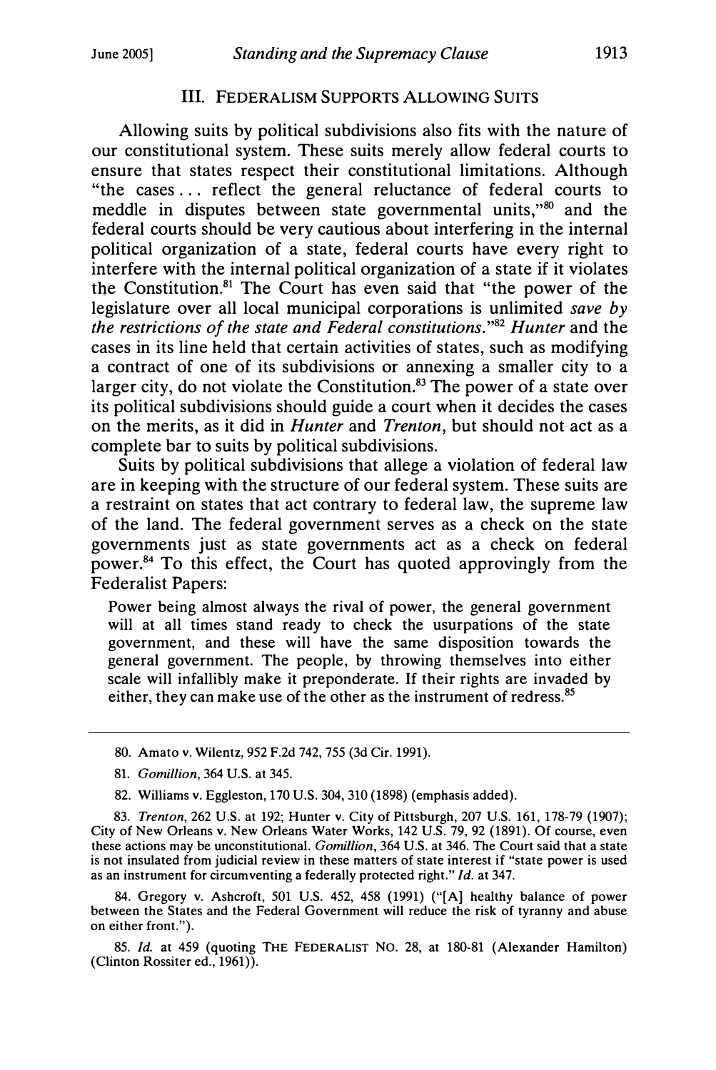### III. FEDERALISM SUPPORTS ALLOWING SUITS

Allowing suits by political subdivisions also fits with the nature of our constitutional system. These suits merely allow federal courts to ensure that states respect their constitutional limitations. Although "the cases . . . reflect the general reluctance of federal courts to meddle in disputes between state governmental units,"[80] and the federal courts should be very cautious about interfering in the internal political organization of a state, federal courts have every right to interfere with the internal political organization of a state if it violates the Constitution.[81] The Court has even said that "the power of the legislature over all local municipal corporations is unlimited *save by the restrictions of the state and Federal constitutions*."[82] *Hunter* and the cases in its line held that certain activities of states, such as modifying a contract of one of its subdivisions or annexing a smaller city to a larger city, do not violate the Constitution.[83] The power of a state over its political subdivisions should guide a court when it decides the cases on the merits, as it did in *Hunter* and *Trenton*, but should not act as a complete bar to suits by political subdivisions.

Suits by political subdivisions that allege a violation of federal law are in keeping with the structure of our federal system. These suits are a restraint on states that act contrary to federal law, the supreme law of the land. The federal government serves as a check on the state governments just as state governments act as a check on federal power.[84] To this effect, the Court has quoted approvingly from the Federalist Papers:

> Power being almost always the rival of power, the general government will at all times stand ready to check the usurpations of the state government, and these will have the same disposition towards the general government. The people, by throwing themselves into either scale will infallibly make it preponderate. If their rights are invaded by either, they can make use of the other as the instrument of redress.[85]

---

80. Amato v. Wilentz, 952 F.2d 742, 755 (3d Cir. 1991).

81. *Gomillion*, 364 U.S. at 345.

82. Williams v. Eggleston, 170 U.S. 304, 310 (1898) (emphasis added).

83. *Trenton*, 262 U.S. at 192; Hunter v. City of Pittsburgh, 207 U.S. 161, 178-79 (1907); City of New Orleans v. New Orleans Water Works, 142 U.S. 79, 92 (1891). Of course, even these actions may be unconstitutional. *Gomillion*, 364 U.S. at 346. The Court said that a state is not insulated from judicial review in these matters of state interest if "state power is used as an instrument for circumventing a federally protected right." *Id.* at 347.

84. Gregory v. Ashcroft, 501 U.S. 452, 458 (1991) ("[A] healthy balance of power between the States and the Federal Government will reduce the risk of tyranny and abuse on either front.").

85. *Id.* at 459 (quoting THE FEDERALIST NO. 28, at 180-81 (Alexander Hamilton) (Clinton Rossiter ed., 1961)).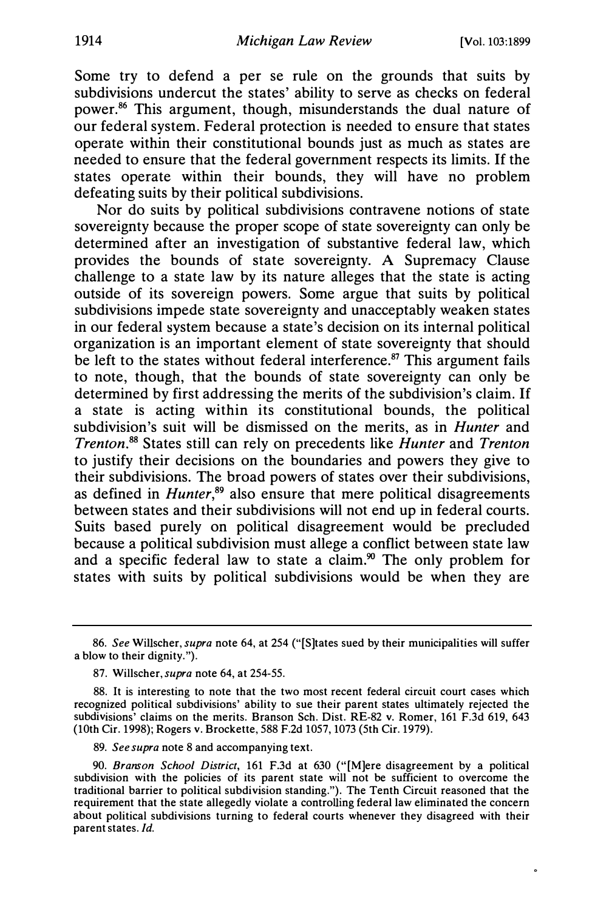Some try to defend a per se rule on the grounds that suits by subdivisions undercut the states' ability to serve as checks on federal power.[86] This argument, though, misunderstands the dual nature of our federal system. Federal protection is needed to ensure that states operate within their constitutional bounds just as much as states are needed to ensure that the federal government respects its limits. If the states operate within their bounds, they will have no problem defeating suits by their political subdivisions.

Nor do suits by political subdivisions contravene notions of state sovereignty because the proper scope of state sovereignty can only be determined after an investigation of substantive federal law, which provides the bounds of state sovereignty. A Supremacy Clause challenge to a state law by its nature alleges that the state is acting outside of its sovereign powers. Some argue that suits by political subdivisions impede state sovereignty and unacceptably weaken states in our federal system because a state's decision on its internal political organization is an important element of state sovereignty that should be left to the states without federal interference.[87] This argument fails to note, though, that the bounds of state sovereignty can only be determined by first addressing the merits of the subdivision's claim. If a state is acting within its constitutional bounds, the political subdivision's suit will be dismissed on the merits, as in *Hunter* and *Trenton*.[88] States still can rely on precedents like *Hunter* and *Trenton* to justify their decisions on the boundaries and powers they give to their subdivisions. The broad powers of states over their subdivisions, as defined in *Hunter*,[89] also ensure that mere political disagreements between states and their subdivisions will not end up in federal courts. Suits based purely on political disagreement would be precluded because a political subdivision must allege a conflict between state law and a specific federal law to state a claim.[90] The only problem for states with suits by political subdivisions would be when they are

---

86. *See* Willscher, *supra* note 64, at 254 ("[S]tates sued by their municipalities will suffer a blow to their dignity.").

87. Willscher, *supra* note 64, at 254-55.

88. It is interesting to note that the two most recent federal circuit court cases which recognized political subdivisions' ability to sue their parent states ultimately rejected the subdivisions' claims on the merits. Branson Sch. Dist. RE-82 v. Romer, 161 F.3d 619, 643 (10th Cir. 1998); Rogers v. Brockette, 588 F.2d 1057, 1073 (5th Cir. 1979).

89. *See supra* note 8 and accompanying text.

90. *Branson School District*, 161 F.3d at 630 ("[M]ere disagreement by a political subdivision with the policies of its parent state will not be sufficient to overcome the traditional barrier to political subdivision standing."). The Tenth Circuit reasoned that the requirement that the state allegedly violate a controlling federal law eliminated the concern about political subdivisions turning to federal courts whenever they disagreed with their parent states. *Id.*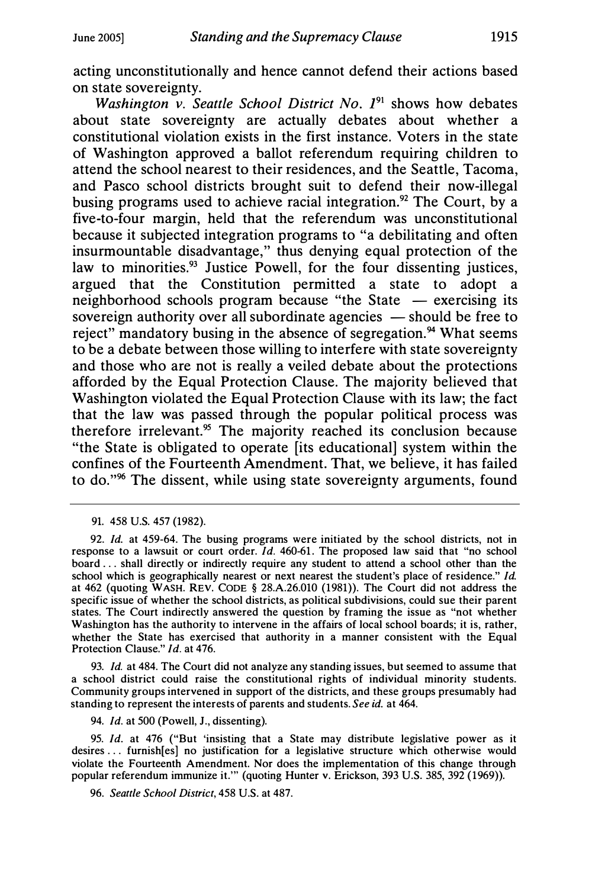acting unconstitutionally and hence cannot defend their actions based on state sovereignty.

*Washington v. Seattle School District No. 1*[91] shows how debates about state sovereignty are actually debates about whether a constitutional violation exists in the first instance. Voters in the state of Washington approved a ballot referendum requiring children to attend the school nearest to their residences, and the Seattle, Tacoma, and Pasco school districts brought suit to defend their now-illegal busing programs used to achieve racial integration.[92] The Court, by a five-to-four margin, held that the referendum was unconstitutional because it subjected integration programs to "a debilitating and often insurmountable disadvantage," thus denying equal protection of the law to minorities.[93] Justice Powell, for the four dissenting justices, argued that the Constitution permitted a state to adopt a neighborhood schools program because "the State — exercising its sovereign authority over all subordinate agencies — should be free to reject" mandatory busing in the absence of segregation.[94] What seems to be a debate between those willing to interfere with state sovereignty and those who are not is really a veiled debate about the protections afforded by the Equal Protection Clause. The majority believed that Washington violated the Equal Protection Clause with its law; the fact that the law was passed through the popular political process was therefore irrelevant.[95] The majority reached its conclusion because "the State is obligated to operate [its educational] system within the confines of the Fourteenth Amendment. That, we believe, it has failed to do."[96] The dissent, while using state sovereignty arguments, found

---

91. 458 U.S. 457 (1982).

92. *Id.* at 459-64. The busing programs were initiated by the school districts, not in response to a lawsuit or court order. *Id.* 460-61. The proposed law said that "no school board . . . shall directly or indirectly require any student to attend a school other than the school which is geographically nearest or next nearest the student's place of residence." *Id.* at 462 (quoting WASH. REV. CODE § 28.A.26.010 (1981)). The Court did not address the specific issue of whether the school districts, as political subdivisions, could sue their parent states. The Court indirectly answered the question by framing the issue as "not whether Washington has the authority to intervene in the affairs of local school boards; it is, rather, whether the State has exercised that authority in a manner consistent with the Equal Protection Clause." *Id.* at 476.

93. *Id.* at 484. The Court did not analyze any standing issues, but seemed to assume that a school district could raise the constitutional rights of individual minority students. Community groups intervened in support of the districts, and these groups presumably had standing to represent the interests of parents and students. *See id.* at 464.

94. *Id.* at 500 (Powell, J., dissenting).

95. *Id.* at 476 ("But 'insisting that a State may distribute legislative power as it desires . . . furnish[es] no justification for a legislative structure which otherwise would violate the Fourteenth Amendment. Nor does the implementation of this change through popular referendum immunize it.'" (quoting Hunter v. Erickson, 393 U.S. 385, 392 (1969)).

96. *Seattle School District*, 458 U.S. at 487.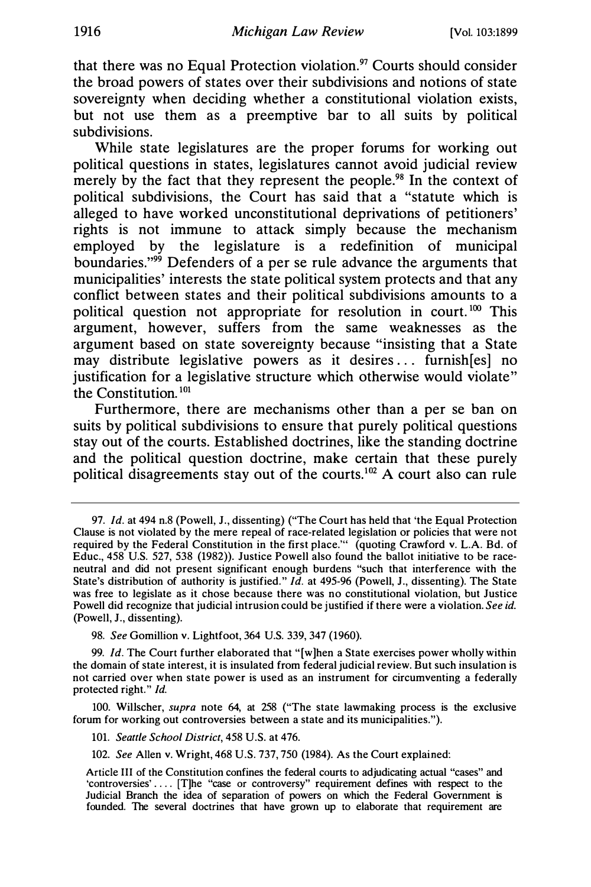that there was no Equal Protection violation.[97] Courts should consider the broad powers of states over their subdivisions and notions of state sovereignty when deciding whether a constitutional violation exists, but not use them as a preemptive bar to all suits by political subdivisions.

While state legislatures are the proper forums for working out political questions in states, legislatures cannot avoid judicial review merely by the fact that they represent the people.[98] In the context of political subdivisions, the Court has said that a "statute which is alleged to have worked unconstitutional deprivations of petitioners' rights is not immune to attack simply because the mechanism employed by the legislature is a redefinition of municipal boundaries."[99] Defenders of a per se rule advance the arguments that municipalities' interests the state political system protects and that any conflict between states and their political subdivisions amounts to a political question not appropriate for resolution in court.[100] This argument, however, suffers from the same weaknesses as the argument based on state sovereignty because "insisting that a State may distribute legislative powers as it desires . . . furnish[es] no justification for a legislative structure which otherwise would violate" the Constitution.[101]

Furthermore, there are mechanisms other than a per se ban on suits by political subdivisions to ensure that purely political questions stay out of the courts. Established doctrines, like the standing doctrine and the political question doctrine, make certain that these purely political disagreements stay out of the courts.[102] A court also can rule

---

97. *Id.* at 494 n.8 (Powell, J., dissenting) ("The Court has held that 'the Equal Protection Clause is not violated by the mere repeal of race-related legislation or policies that were not required by the Federal Constitution in the first place.'" (quoting Crawford v. L.A. Bd. of Educ., 458 U.S. 527, 538 (1982)). Justice Powell also found the ballot initiative to be race-neutral and did not present significant enough burdens "such that interference with the State's distribution of authority is justified." *Id.* at 495-96 (Powell, J., dissenting). The State was free to legislate as it chose because there was no constitutional violation, but Justice Powell did recognize that judicial intrusion could be justified if there were a violation. *See id.* (Powell, J., dissenting).

98. *See* Gomillion v. Lightfoot, 364 U.S. 339, 347 (1960).

99. *Id.* The Court further elaborated that "[w]hen a State exercises power wholly within the domain of state interest, it is insulated from federal judicial review. But such insulation is not carried over when state power is used as an instrument for circumventing a federally protected right." *Id.*

100. Willscher, *supra* note 64, at 258 ("The state lawmaking process is the exclusive forum for working out controversies between a state and its municipalities.").

101. *Seattle School District*, 458 U.S. at 476.

102. *See* Allen v. Wright, 468 U.S. 737, 750 (1984). As the Court explained:

Article III of the Constitution confines the federal courts to adjudicating actual "cases" and 'controversies' . . . . [T]he "case or controversy" requirement defines with respect to the Judicial Branch the idea of separation of powers on which the Federal Government is founded. The several doctrines that have grown up to elaborate that requirement are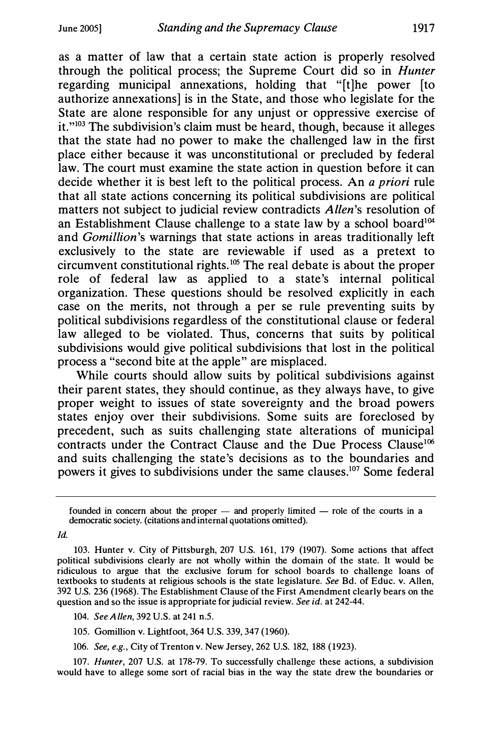as a matter of law that a certain state action is properly resolved through the political process; the Supreme Court did so in *Hunter* regarding municipal annexations, holding that "[t]he power [to authorize annexations] is in the State, and those who legislate for the State are alone responsible for any unjust or oppressive exercise of it."[103] The subdivision's claim must be heard, though, because it alleges that the state had no power to make the challenged law in the first place either because it was unconstitutional or precluded by federal law. The court must examine the state action in question before it can decide whether it is best left to the political process. An *a priori* rule that all state actions concerning its political subdivisions are political matters not subject to judicial review contradicts *Allen*'s resolution of an Establishment Clause challenge to a state law by a school board[104] and *Gomillion*'s warnings that state actions in areas traditionally left exclusively to the state are reviewable if used as a pretext to circumvent constitutional rights.[105] The real debate is about the proper role of federal law as applied to a state's internal political organization. These questions should be resolved explicitly in each case on the merits, not through a per se rule preventing suits by political subdivisions regardless of the constitutional clause or federal law alleged to be violated. Thus, concerns that suits by political subdivisions would give political subdivisions that lost in the political process a "second bite at the apple" are misplaced.

While courts should allow suits by political subdivisions against their parent states, they should continue, as they always have, to give proper weight to issues of state sovereignty and the broad powers states enjoy over their subdivisions. Some suits are foreclosed by precedent, such as suits challenging state alterations of municipal contracts under the Contract Clause and the Due Process Clause[106] and suits challenging the state's decisions as to the boundaries and powers it gives to subdivisions under the same clauses.[107] Some federal

---

founded in concern about the proper — and properly limited — role of the courts in a democratic society. (citations and internal quotations omitted).

*Id.*

103. Hunter v. City of Pittsburgh, 207 U.S. 161, 179 (1907). Some actions that affect political subdivisions clearly are not wholly within the domain of the state. It would be ridiculous to argue that the exclusive forum for school boards to challenge loans of textbooks to students at religious schools is the state legislature. *See* Bd. of Educ. v. Allen, 392 U.S. 236 (1968). The Establishment Clause of the First Amendment clearly bears on the question and so the issue is appropriate for judicial review. *See id.* at 242-44.

104. *See Allen*, 392 U.S. at 241 n.5.

105. Gomillion v. Lightfoot, 364 U.S. 339, 347 (1960).

106. *See, e.g.*, City of Trenton v. New Jersey, 262 U.S. 182, 188 (1923).

107. *Hunter*, 207 U.S. at 178-79. To successfully challenge these actions, a subdivision would have to allege some sort of racial bias in the way the state drew the boundaries or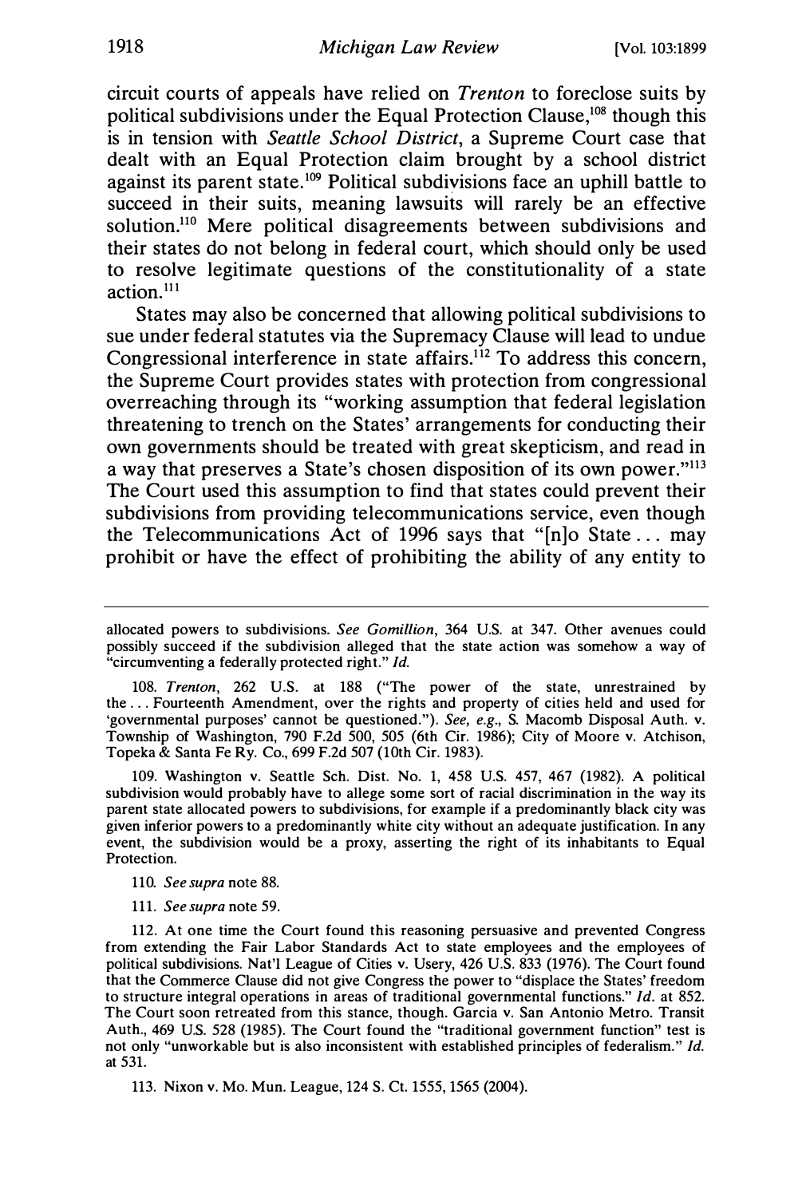circuit courts of appeals have relied on *Trenton* to foreclose suits by political subdivisions under the Equal Protection Clause,[108] though this is in tension with *Seattle School District*, a Supreme Court case that dealt with an Equal Protection claim brought by a school district against its parent state.[109] Political subdivisions face an uphill battle to succeed in their suits, meaning lawsuits will rarely be an effective solution.[110] Mere political disagreements between subdivisions and their states do not belong in federal court, which should only be used to resolve legitimate questions of the constitutionality of a state action.[111]

States may also be concerned that allowing political subdivisions to sue under federal statutes via the Supremacy Clause will lead to undue Congressional interference in state affairs.[112] To address this concern, the Supreme Court provides states with protection from congressional overreaching through its "working assumption that federal legislation threatening to trench on the States' arrangements for conducting their own governments should be treated with great skepticism, and read in a way that preserves a State's chosen disposition of its own power."[113] The Court used this assumption to find that states could prevent their subdivisions from providing telecommunications service, even though the Telecommunications Act of 1996 says that "[n]o State ... may prohibit or have the effect of prohibiting the ability of any entity to

---

allocated powers to subdivisions. *See Gomillion*, 364 U.S. at 347. Other avenues could possibly succeed if the subdivision alleged that the state action was somehow a way of "circumventing a federally protected right." *Id.*

108. *Trenton*, 262 U.S. at 188 ("The power of the state, unrestrained by the ... Fourteenth Amendment, over the rights and property of cities held and used for 'governmental purposes' cannot be questioned."). *See, e.g.*, S. Macomb Disposal Auth. v. Township of Washington, 790 F.2d 500, 505 (6th Cir. 1986); City of Moore v. Atchison, Topeka & Santa Fe Ry. Co., 699 F.2d 507 (10th Cir. 1983).

109. Washington v. Seattle Sch. Dist. No. 1, 458 U.S. 457, 467 (1982). A political subdivision would probably have to allege some sort of racial discrimination in the way its parent state allocated powers to subdivisions, for example if a predominantly black city was given inferior powers to a predominantly white city without an adequate justification. In any event, the subdivision would be a proxy, asserting the right of its inhabitants to Equal Protection.

110. *See supra* note 88.

111. *See supra* note 59.

112. At one time the Court found this reasoning persuasive and prevented Congress from extending the Fair Labor Standards Act to state employees and the employees of political subdivisions. Nat'l League of Cities v. Usery, 426 U.S. 833 (1976). The Court found that the Commerce Clause did not give Congress the power to "displace the States' freedom to structure integral operations in areas of traditional governmental functions." *Id.* at 852. The Court soon retreated from this stance, though. Garcia v. San Antonio Metro. Transit Auth., 469 U.S. 528 (1985). The Court found the "traditional government function" test is not only "unworkable but is also inconsistent with established principles of federalism." *Id.* at 531.

113. Nixon v. Mo. Mun. League, 124 S. Ct. 1555, 1565 (2004).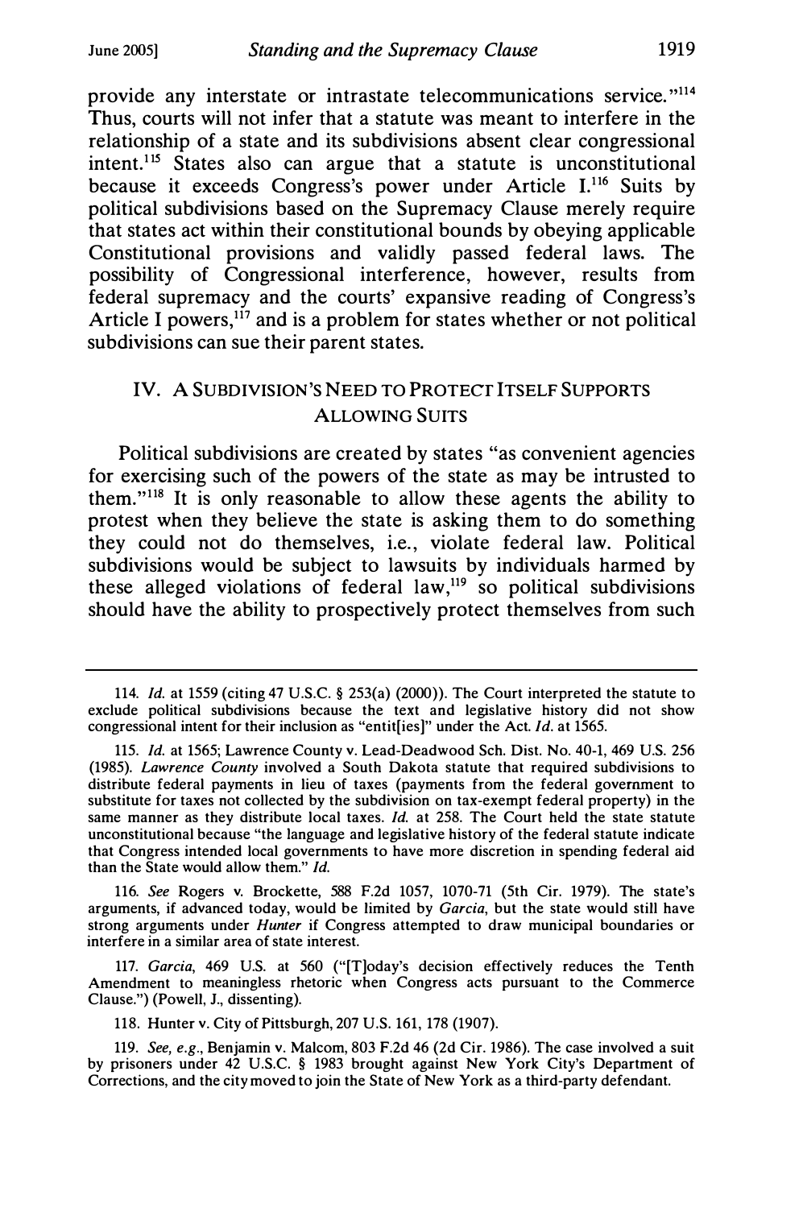provide any interstate or intrastate telecommunications service."[114] Thus, courts will not infer that a statute was meant to interfere in the relationship of a state and its subdivisions absent clear congressional intent.[115] States also can argue that a statute is unconstitutional because it exceeds Congress's power under Article I.[116] Suits by political subdivisions based on the Supremacy Clause merely require that states act within their constitutional bounds by obeying applicable Constitutional provisions and validly passed federal laws. The possibility of Congressional interference, however, results from federal supremacy and the courts' expansive reading of Congress's Article I powers,[117] and is a problem for states whether or not political subdivisions can sue their parent states.

## IV. A Subdivision's Need to Protect Itself Supports Allowing Suits

Political subdivisions are created by states "as convenient agencies for exercising such of the powers of the state as may be intrusted to them."[118] It is only reasonable to allow these agents the ability to protest when they believe the state is asking them to do something they could not do themselves, i.e., violate federal law. Political subdivisions would be subject to lawsuits by individuals harmed by these alleged violations of federal law,[119] so political subdivisions should have the ability to prospectively protect themselves from such

---

114. *Id.* at 1559 (citing 47 U.S.C. § 253(a) (2000)). The Court interpreted the statute to exclude political subdivisions because the text and legislative history did not show congressional intent for their inclusion as "entit[ies]" under the Act. *Id.* at 1565.

115. *Id.* at 1565; Lawrence County v. Lead-Deadwood Sch. Dist. No. 40-1, 469 U.S. 256 (1985). *Lawrence County* involved a South Dakota statute that required subdivisions to distribute federal payments in lieu of taxes (payments from the federal government to substitute for taxes not collected by the subdivision on tax-exempt federal property) in the same manner as they distribute local taxes. *Id.* at 258. The Court held the state statute unconstitutional because "the language and legislative history of the federal statute indicate that Congress intended local governments to have more discretion in spending federal aid than the State would allow them." *Id.*

116. *See* Rogers v. Brockette, 588 F.2d 1057, 1070-71 (5th Cir. 1979). The state's arguments, if advanced today, would be limited by *Garcia*, but the state would still have strong arguments under *Hunter* if Congress attempted to draw municipal boundaries or interfere in a similar area of state interest.

117. *Garcia*, 469 U.S. at 560 ("[T]oday's decision effectively reduces the Tenth Amendment to meaningless rhetoric when Congress acts pursuant to the Commerce Clause.") (Powell, J., dissenting).

118. Hunter v. City of Pittsburgh, 207 U.S. 161, 178 (1907).

119. *See, e.g.*, Benjamin v. Malcom, 803 F.2d 46 (2d Cir. 1986). The case involved a suit by prisoners under 42 U.S.C. § 1983 brought against New York City's Department of Corrections, and the city moved to join the State of New York as a third-party defendant.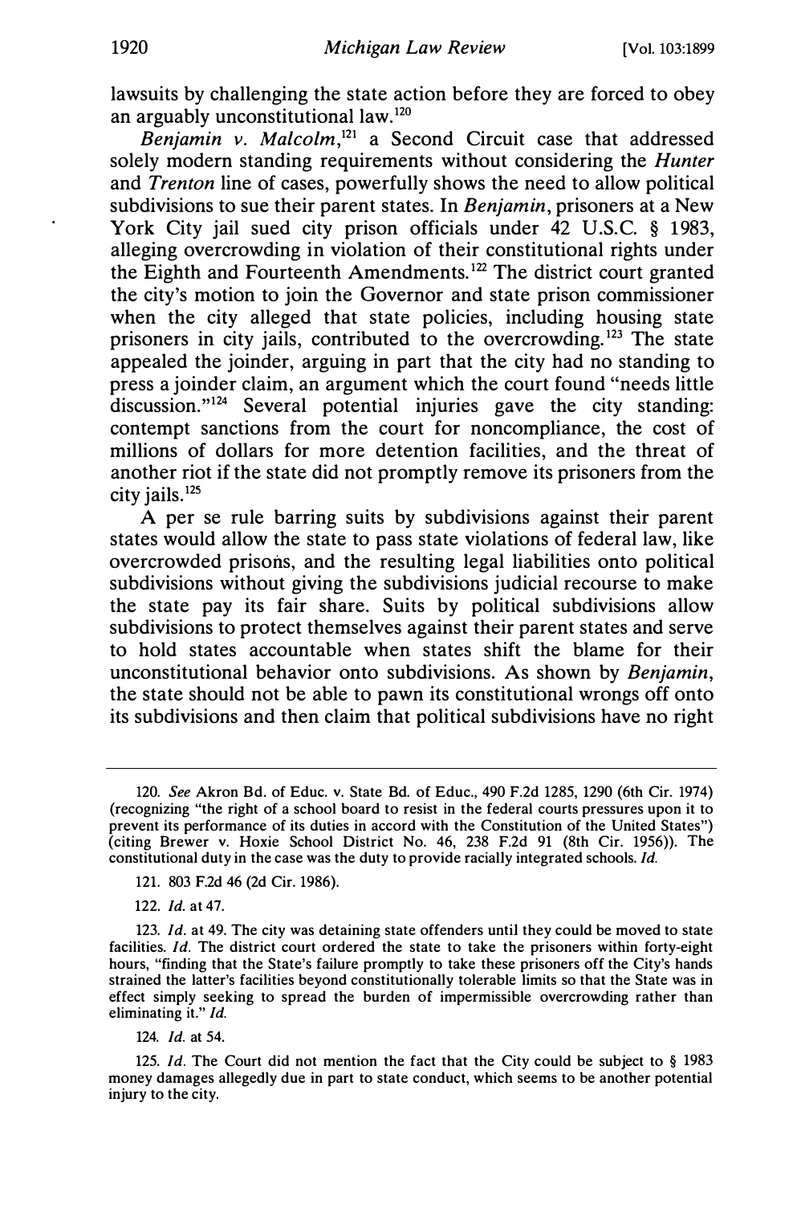lawsuits by challenging the state action before they are forced to obey an arguably unconstitutional law.[120]

*Benjamin v. Malcolm*,[121] a Second Circuit case that addressed solely modern standing requirements without considering the *Hunter* and *Trenton* line of cases, powerfully shows the need to allow political subdivisions to sue their parent states. In *Benjamin*, prisoners at a New York City jail sued city prison officials under 42 U.S.C. § 1983, alleging overcrowding in violation of their constitutional rights under the Eighth and Fourteenth Amendments.[122] The district court granted the city's motion to join the Governor and state prison commissioner when the city alleged that state policies, including housing state prisoners in city jails, contributed to the overcrowding.[123] The state appealed the joinder, arguing in part that the city had no standing to press a joinder claim, an argument which the court found "needs little discussion."[124] Several potential injuries gave the city standing: contempt sanctions from the court for noncompliance, the cost of millions of dollars for more detention facilities, and the threat of another riot if the state did not promptly remove its prisoners from the city jails.[125]

A per se rule barring suits by subdivisions against their parent states would allow the state to pass state violations of federal law, like overcrowded prisons, and the resulting legal liabilities onto political subdivisions without giving the subdivisions judicial recourse to make the state pay its fair share. Suits by political subdivisions allow subdivisions to protect themselves against their parent states and serve to hold states accountable when states shift the blame for their unconstitutional behavior onto subdivisions. As shown by *Benjamin*, the state should not be able to pawn its constitutional wrongs off onto its subdivisions and then claim that political subdivisions have no right

---

120. *See* Akron Bd. of Educ. v. State Bd. of Educ., 490 F.2d 1285, 1290 (6th Cir. 1974) (recognizing "the right of a school board to resist in the federal courts pressures upon it to prevent its performance of its duties in accord with the Constitution of the United States") (citing Brewer v. Hoxie School District No. 46, 238 F.2d 91 (8th Cir. 1956)). The constitutional duty in the case was the duty to provide racially integrated schools. *Id.*

121. 803 F.2d 46 (2d Cir. 1986).

122. *Id.* at 47.

123. *Id.* at 49. The city was detaining state offenders until they could be moved to state facilities. *Id.* The district court ordered the state to take the prisoners within forty-eight hours, "finding that the State's failure promptly to take these prisoners off the City's hands strained the latter's facilities beyond constitutionally tolerable limits so that the State was in effect simply seeking to spread the burden of impermissible overcrowding rather than eliminating it." *Id.*

124. *Id.* at 54.

125. *Id.* The Court did not mention the fact that the City could be subject to § 1983 money damages allegedly due in part to state conduct, which seems to be another potential injury to the city.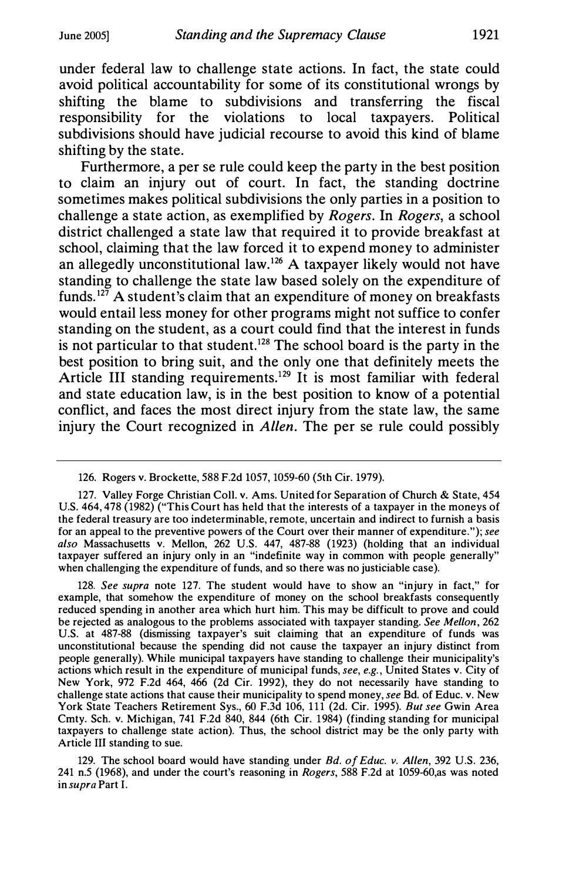under federal law to challenge state actions. In fact, the state could avoid political accountability for some of its constitutional wrongs by shifting the blame to subdivisions and transferring the fiscal responsibility for the violations to local taxpayers. Political subdivisions should have judicial recourse to avoid this kind of blame shifting by the state.

Furthermore, a per se rule could keep the party in the best position to claim an injury out of court. In fact, the standing doctrine sometimes makes political subdivisions the only parties in a position to challenge a state action, as exemplified by *Rogers*. In *Rogers*, a school district challenged a state law that required it to provide breakfast at school, claiming that the law forced it to expend money to administer an allegedly unconstitutional law.[126] A taxpayer likely would not have standing to challenge the state law based solely on the expenditure of funds.[127] A student's claim that an expenditure of money on breakfasts would entail less money for other programs might not suffice to confer standing on the student, as a court could find that the interest in funds is not particular to that student.[128] The school board is the party in the best position to bring suit, and the only one that definitely meets the Article III standing requirements.[129] It is most familiar with federal and state education law, is in the best position to know of a potential conflict, and faces the most direct injury from the state law, the same injury the Court recognized in *Allen*. The per se rule could possibly

---

126. Rogers v. Brockette, 588 F.2d 1057, 1059-60 (5th Cir. 1979).

127. Valley Forge Christian Coll. v. Ams. United for Separation of Church & State, 454 U.S. 464, 478 (1982) ("This Court has held that the interests of a taxpayer in the moneys of the federal treasury are too indeterminable, remote, uncertain and indirect to furnish a basis for an appeal to the preventive powers of the Court over their manner of expenditure."); *see also* Massachusetts v. Mellon, 262 U.S. 447, 487-88 (1923) (holding that an individual taxpayer suffered an injury only in an "indefinite way in common with people generally" when challenging the expenditure of funds, and so there was no justiciable case).

128. *See supra* note 127. The student would have to show an "injury in fact," for example, that somehow the expenditure of money on the school breakfasts consequently reduced spending in another area which hurt him. This may be difficult to prove and could be rejected as analogous to the problems associated with taxpayer standing. *See Mellon*, 262 U.S. at 487-88 (dismissing taxpayer's suit claiming that an expenditure of funds was unconstitutional because the spending did not cause the taxpayer an injury distinct from people generally). While municipal taxpayers have standing to challenge their municipality's actions which result in the expenditure of municipal funds, *see, e.g.*, United States v. City of New York, 972 F.2d 464, 466 (2d Cir. 1992), they do not necessarily have standing to challenge state actions that cause their municipality to spend money, *see* Bd. of Educ. v. New York State Teachers Retirement Sys., 60 F.3d 106, 111 (2d. Cir. 1995). *But see* Gwin Area Cmty. Sch. v. Michigan, 741 F.2d 840, 844 (6th Cir. 1984) (finding standing for municipal taxpayers to challenge state action). Thus, the school district may be the only party with Article III standing to sue.

129. The school board would have standing under *Bd. of Educ. v. Allen*, 392 U.S. 236, 241 n.5 (1968), and under the court's reasoning in *Rogers*, 588 F.2d at 1059-60,as was noted in *supra* Part I.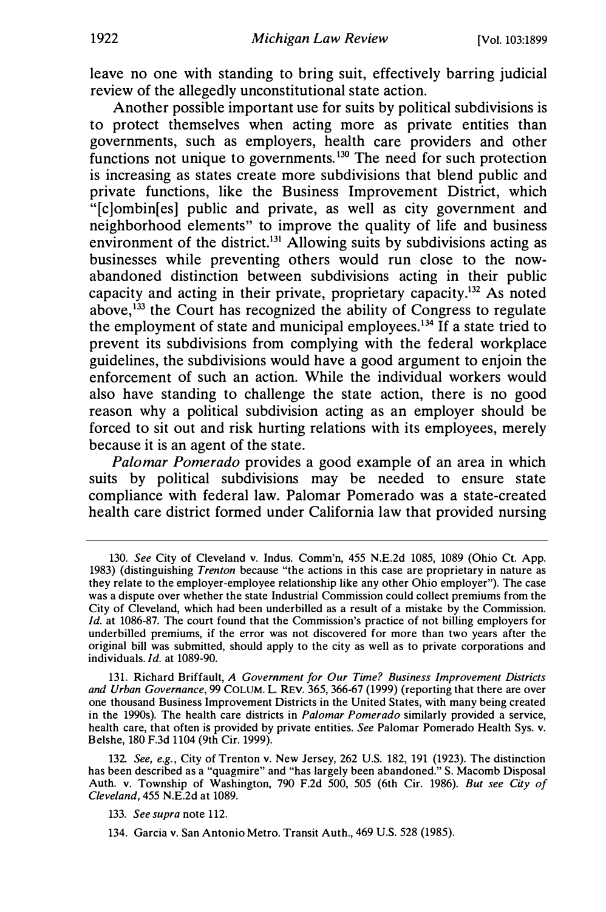leave no one with standing to bring suit, effectively barring judicial review of the allegedly unconstitutional state action.

Another possible important use for suits by political subdivisions is to protect themselves when acting more as private entities than governments, such as employers, health care providers and other functions not unique to governments.[130] The need for such protection is increasing as states create more subdivisions that blend public and private functions, like the Business Improvement District, which "[c]ombin[es] public and private, as well as city government and neighborhood elements" to improve the quality of life and business environment of the district.[131] Allowing suits by subdivisions acting as businesses while preventing others would run close to the now-abandoned distinction between subdivisions acting in their public capacity and acting in their private, proprietary capacity.[132] As noted above,[133] the Court has recognized the ability of Congress to regulate the employment of state and municipal employees.[134] If a state tried to prevent its subdivisions from complying with the federal workplace guidelines, the subdivisions would have a good argument to enjoin the enforcement of such an action. While the individual workers would also have standing to challenge the state action, there is no good reason why a political subdivision acting as an employer should be forced to sit out and risk hurting relations with its employees, merely because it is an agent of the state.

*Palomar Pomerado* provides a good example of an area in which suits by political subdivisions may be needed to ensure state compliance with federal law. Palomar Pomerado was a state-created health care district formed under California law that provided nursing

---

130. *See* City of Cleveland v. Indus. Comm'n, 455 N.E.2d 1085, 1089 (Ohio Ct. App. 1983) (distinguishing *Trenton* because "the actions in this case are proprietary in nature as they relate to the employer-employee relationship like any other Ohio employer"). The case was a dispute over whether the state Industrial Commission could collect premiums from the City of Cleveland, which had been underbilled as a result of a mistake by the Commission. *Id.* at 1086-87. The court found that the Commission's practice of not billing employers for underbilled premiums, if the error was not discovered for more than two years after the original bill was submitted, should apply to the city as well as to private corporations and individuals. *Id.* at 1089-90.

131. Richard Briffault, *A Government for Our Time? Business Improvement Districts and Urban Governance*, 99 COLUM. L. REV. 365, 366-67 (1999) (reporting that there are over one thousand Business Improvement Districts in the United States, with many being created in the 1990s). The health care districts in *Palomar Pomerado* similarly provided a service, health care, that often is provided by private entities. *See* Palomar Pomerado Health Sys. v. Belshe, 180 F.3d 1104 (9th Cir. 1999).

132. *See, e.g.*, City of Trenton v. New Jersey, 262 U.S. 182, 191 (1923). The distinction has been described as a "quagmire" and "has largely been abandoned." S. Macomb Disposal Auth. v. Township of Washington, 790 F.2d 500, 505 (6th Cir. 1986). *But see City of Cleveland*, 455 N.E.2d at 1089.

133. *See supra* note 112.

134. Garcia v. San Antonio Metro. Transit Auth., 469 U.S. 528 (1985).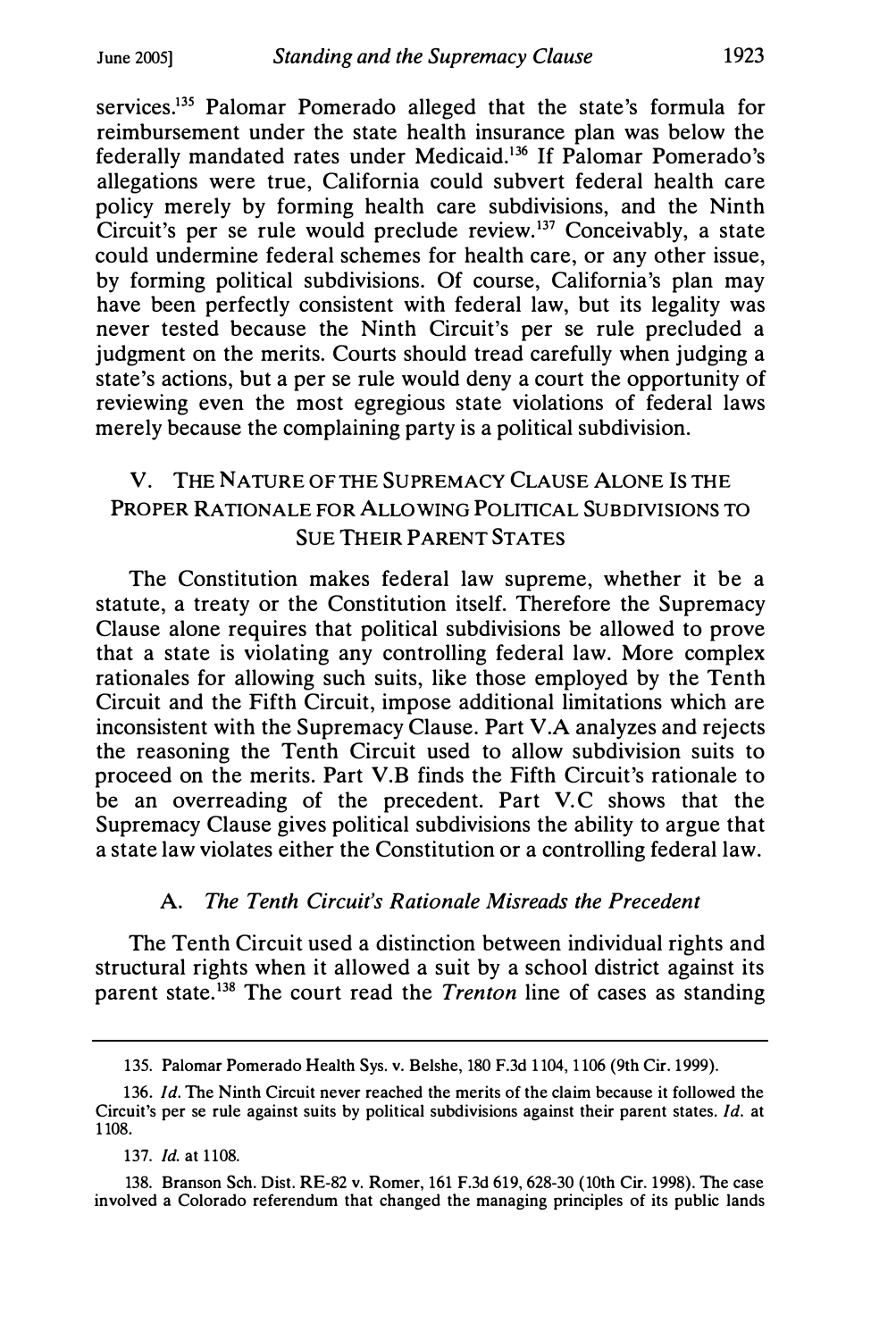services.[135] Palomar Pomerado alleged that the state's formula for reimbursement under the state health insurance plan was below the federally mandated rates under Medicaid.[136] If Palomar Pomerado's allegations were true, California could subvert federal health care policy merely by forming health care subdivisions, and the Ninth Circuit's per se rule would preclude review.[137] Conceivably, a state could undermine federal schemes for health care, or any other issue, by forming political subdivisions. Of course, California's plan may have been perfectly consistent with federal law, but its legality was never tested because the Ninth Circuit's per se rule precluded a judgment on the merits. Courts should tread carefully when judging a state's actions, but a per se rule would deny a court the opportunity of reviewing even the most egregious state violations of federal laws merely because the complaining party is a political subdivision.

## V. The Nature of the Supremacy Clause Alone Is the Proper Rationale for Allowing Political Subdivisions to Sue Their Parent States

The Constitution makes federal law supreme, whether it be a statute, a treaty or the Constitution itself. Therefore the Supremacy Clause alone requires that political subdivisions be allowed to prove that a state is violating any controlling federal law. More complex rationales for allowing such suits, like those employed by the Tenth Circuit and the Fifth Circuit, impose additional limitations which are inconsistent with the Supremacy Clause. Part V.A analyzes and rejects the reasoning the Tenth Circuit used to allow subdivision suits to proceed on the merits. Part V.B finds the Fifth Circuit's rationale to be an overreading of the precedent. Part V.C shows that the Supremacy Clause gives political subdivisions the ability to argue that a state law violates either the Constitution or a controlling federal law.

### A. *The Tenth Circuit's Rationale Misreads the Precedent*

The Tenth Circuit used a distinction between individual rights and structural rights when it allowed a suit by a school district against its parent state.[138] The court read the *Trenton* line of cases as standing

---

135. Palomar Pomerado Health Sys. v. Belshe, 180 F.3d 1104, 1106 (9th Cir. 1999).

136. *Id.* The Ninth Circuit never reached the merits of the claim because it followed the Circuit's per se rule against suits by political subdivisions against their parent states. *Id.* at 1108.

137. *Id.* at 1108.

138. Branson Sch. Dist. RE-82 v. Romer, 161 F.3d 619, 628-30 (10th Cir. 1998). The case involved a Colorado referendum that changed the managing principles of its public lands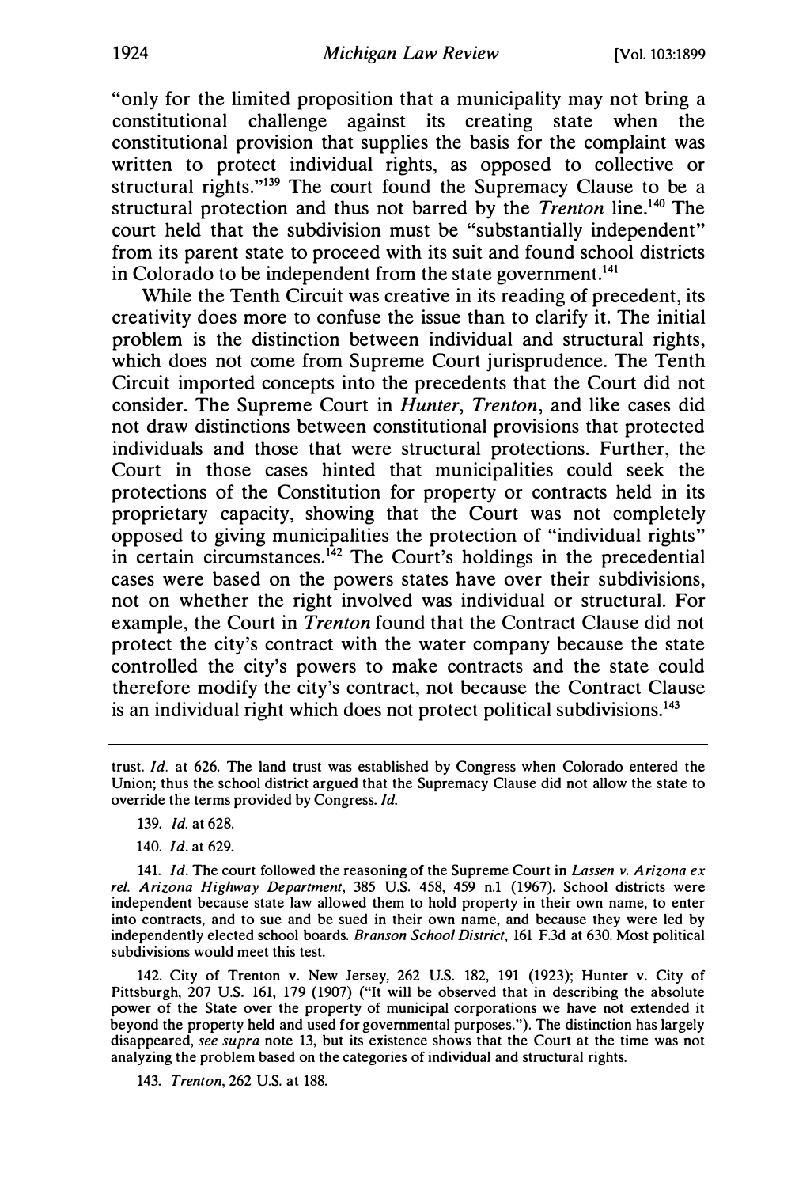"only for the limited proposition that a municipality may not bring a constitutional challenge against its creating state when the constitutional provision that supplies the basis for the complaint was written to protect individual rights, as opposed to collective or structural rights."[139] The court found the Supremacy Clause to be a structural protection and thus not barred by the *Trenton* line.[140] The court held that the subdivision must be "substantially independent" from its parent state to proceed with its suit and found school districts in Colorado to be independent from the state government.[141]

While the Tenth Circuit was creative in its reading of precedent, its creativity does more to confuse the issue than to clarify it. The initial problem is the distinction between individual and structural rights, which does not come from Supreme Court jurisprudence. The Tenth Circuit imported concepts into the precedents that the Court did not consider. The Supreme Court in *Hunter*, *Trenton*, and like cases did not draw distinctions between constitutional provisions that protected individuals and those that were structural protections. Further, the Court in those cases hinted that municipalities could seek the protections of the Constitution for property or contracts held in its proprietary capacity, showing that the Court was not completely opposed to giving municipalities the protection of "individual rights" in certain circumstances.[142] The Court's holdings in the precedential cases were based on the powers states have over their subdivisions, not on whether the right involved was individual or structural. For example, the Court in *Trenton* found that the Contract Clause did not protect the city's contract with the water company because the state controlled the city's powers to make contracts and the state could therefore modify the city's contract, not because the Contract Clause is an individual right which does not protect political subdivisions.[143]

---

trust. *Id.* at 626. The land trust was established by Congress when Colorado entered the Union; thus the school district argued that the Supremacy Clause did not allow the state to override the terms provided by Congress. *Id.*

139. *Id.* at 628.

140. *Id.* at 629.

141. *Id.* The court followed the reasoning of the Supreme Court in *Lassen v. Arizona ex rel. Arizona Highway Department*, 385 U.S. 458, 459 n.1 (1967). School districts were independent because state law allowed them to hold property in their own name, to enter into contracts, and to sue and be sued in their own name, and because they were led by independently elected school boards. *Branson School District*, 161 F.3d at 630. Most political subdivisions would meet this test.

142. City of Trenton v. New Jersey, 262 U.S. 182, 191 (1923); Hunter v. City of Pittsburgh, 207 U.S. 161, 179 (1907) ("It will be observed that in describing the absolute power of the State over the property of municipal corporations we have not extended it beyond the property held and used for governmental purposes."). The distinction has largely disappeared, *see supra* note 13, but its existence shows that the Court at the time was not analyzing the problem based on the categories of individual and structural rights.

143. *Trenton*, 262 U.S. at 188.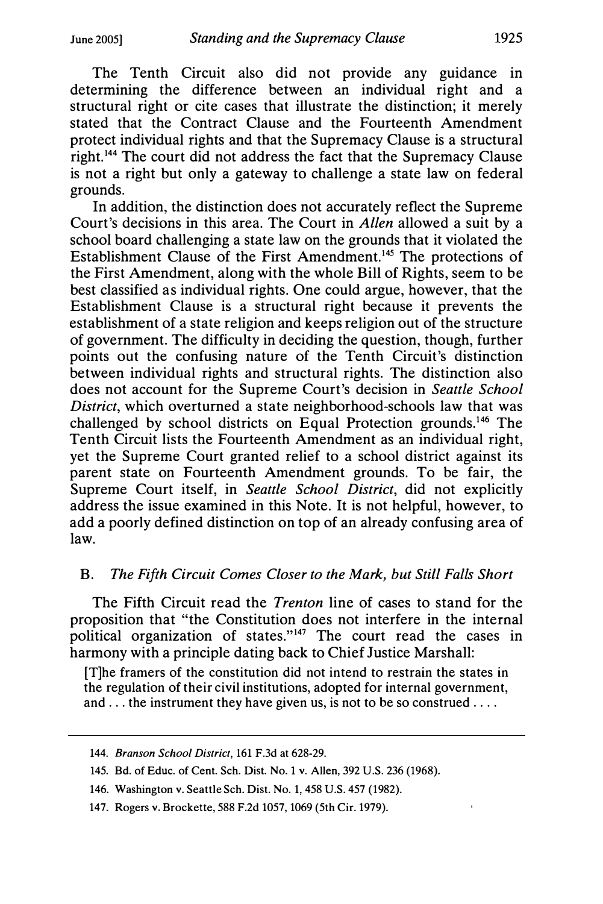The Tenth Circuit also did not provide any guidance in determining the difference between an individual right and a structural right or cite cases that illustrate the distinction; it merely stated that the Contract Clause and the Fourteenth Amendment protect individual rights and that the Supremacy Clause is a structural right.[144] The court did not address the fact that the Supremacy Clause is not a right but only a gateway to challenge a state law on federal grounds.

In addition, the distinction does not accurately reflect the Supreme Court's decisions in this area. The Court in *Allen* allowed a suit by a school board challenging a state law on the grounds that it violated the Establishment Clause of the First Amendment.[145] The protections of the First Amendment, along with the whole Bill of Rights, seem to be best classified as individual rights. One could argue, however, that the Establishment Clause is a structural right because it prevents the establishment of a state religion and keeps religion out of the structure of government. The difficulty in deciding the question, though, further points out the confusing nature of the Tenth Circuit's distinction between individual rights and structural rights. The distinction also does not account for the Supreme Court's decision in *Seattle School District*, which overturned a state neighborhood-schools law that was challenged by school districts on Equal Protection grounds.[146] The Tenth Circuit lists the Fourteenth Amendment as an individual right, yet the Supreme Court granted relief to a school district against its parent state on Fourteenth Amendment grounds. To be fair, the Supreme Court itself, in *Seattle School District*, did not explicitly address the issue examined in this Note. It is not helpful, however, to add a poorly defined distinction on top of an already confusing area of law.

## B. *The Fifth Circuit Comes Closer to the Mark, but Still Falls Short*

The Fifth Circuit read the *Trenton* line of cases to stand for the proposition that "the Constitution does not interfere in the internal political organization of states."[147] The court read the cases in harmony with a principle dating back to Chief Justice Marshall:

> [T]he framers of the constitution did not intend to restrain the states in the regulation of their civil institutions, adopted for internal government, and . . . the instrument they have given us, is not to be so construed . . . .

---

144. *Branson School District*, 161 F.3d at 628-29.

145. Bd. of Educ. of Cent. Sch. Dist. No. 1 v. Allen, 392 U.S. 236 (1968).

146. Washington v. Seattle Sch. Dist. No. 1, 458 U.S. 457 (1982).

147. Rogers v. Brockette, 588 F.2d 1057, 1069 (5th Cir. 1979).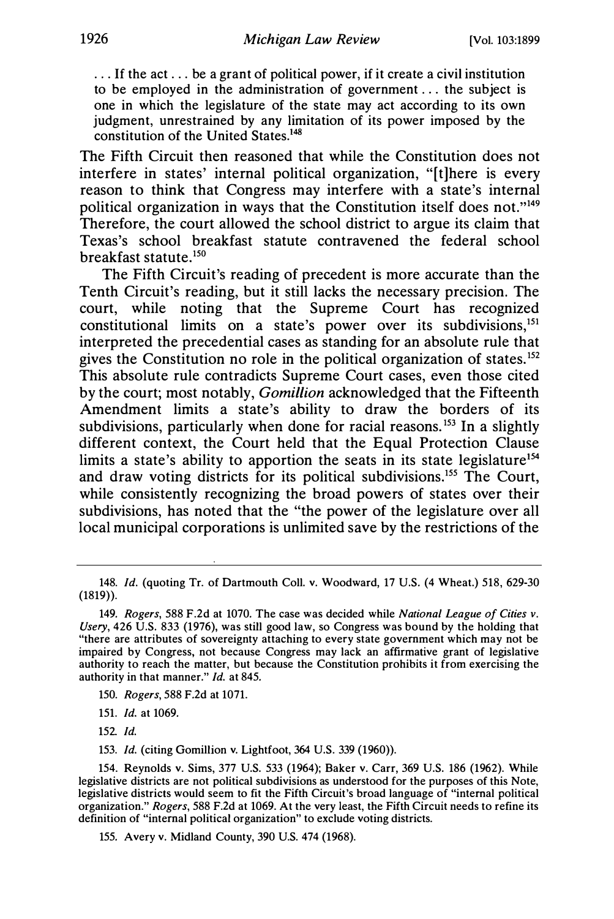> . . . If the act . . . be a grant of political power, if it create a civil institution to be employed in the administration of government . . . the subject is one in which the legislature of the state may act according to its own judgment, unrestrained by any limitation of its power imposed by the constitution of the United States.[148]

The Fifth Circuit then reasoned that while the Constitution does not interfere in states' internal political organization, "[t]here is every reason to think that Congress may interfere with a state's internal political organization in ways that the Constitution itself does not."[149] Therefore, the court allowed the school district to argue its claim that Texas's school breakfast statute contravened the federal school breakfast statute.[150]

The Fifth Circuit's reading of precedent is more accurate than the Tenth Circuit's reading, but it still lacks the necessary precision. The court, while noting that the Supreme Court has recognized constitutional limits on a state's power over its subdivisions,[151] interpreted the precedential cases as standing for an absolute rule that gives the Constitution no role in the political organization of states.[152] This absolute rule contradicts Supreme Court cases, even those cited by the court; most notably, *Gomillion* acknowledged that the Fifteenth Amendment limits a state's ability to draw the borders of its subdivisions, particularly when done for racial reasons.[153] In a slightly different context, the Court held that the Equal Protection Clause limits a state's ability to apportion the seats in its state legislature[154] and draw voting districts for its political subdivisions.[155] The Court, while consistently recognizing the broad powers of states over their subdivisions, has noted that the "the power of the legislature over all local municipal corporations is unlimited save by the restrictions of the

---

148. *Id.* (quoting Tr. of Dartmouth Coll. v. Woodward, 17 U.S. (4 Wheat.) 518, 629-30 (1819)).

149. *Rogers*, 588 F.2d at 1070. The case was decided while *National League of Cities v. Usery*, 426 U.S. 833 (1976), was still good law, so Congress was bound by the holding that "there are attributes of sovereignty attaching to every state government which may not be impaired by Congress, not because Congress may lack an affirmative grant of legislative authority to reach the matter, but because the Constitution prohibits it from exercising the authority in that manner." *Id.* at 845.

150. *Rogers*, 588 F.2d at 1071.

151. *Id.* at 1069.

152. *Id.*

153. *Id.* (citing Gomillion v. Lightfoot, 364 U.S. 339 (1960)).

154. Reynolds v. Sims, 377 U.S. 533 (1964); Baker v. Carr, 369 U.S. 186 (1962). While legislative districts are not political subdivisions as understood for the purposes of this Note, legislative districts would seem to fit the Fifth Circuit's broad language of "internal political organization." *Rogers*, 588 F.2d at 1069. At the very least, the Fifth Circuit needs to refine its definition of "internal political organization" to exclude voting districts.

155. Avery v. Midland County, 390 U.S. 474 (1968).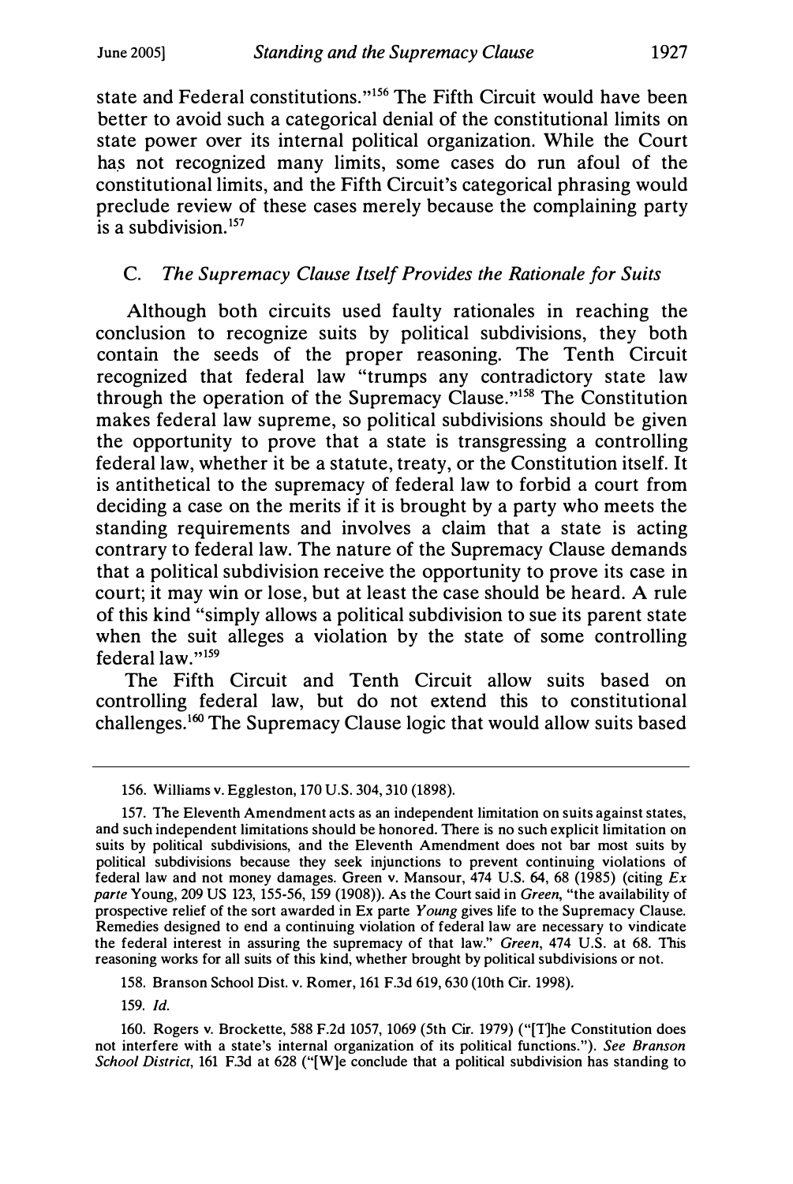state and Federal constitutions."[156] The Fifth Circuit would have been better to avoid such a categorical denial of the constitutional limits on state power over its internal political organization. While the Court has not recognized many limits, some cases do run afoul of the constitutional limits, and the Fifth Circuit's categorical phrasing would preclude review of these cases merely because the complaining party is a subdivision.[157]

### C. *The Supremacy Clause Itself Provides the Rationale for Suits*

Although both circuits used faulty rationales in reaching the conclusion to recognize suits by political subdivisions, they both contain the seeds of the proper reasoning. The Tenth Circuit recognized that federal law "trumps any contradictory state law through the operation of the Supremacy Clause."[158] The Constitution makes federal law supreme, so political subdivisions should be given the opportunity to prove that a state is transgressing a controlling federal law, whether it be a statute, treaty, or the Constitution itself. It is antithetical to the supremacy of federal law to forbid a court from deciding a case on the merits if it is brought by a party who meets the standing requirements and involves a claim that a state is acting contrary to federal law. The nature of the Supremacy Clause demands that a political subdivision receive the opportunity to prove its case in court; it may win or lose, but at least the case should be heard. A rule of this kind "simply allows a political subdivision to sue its parent state when the suit alleges a violation by the state of some controlling federal law."[159]

The Fifth Circuit and Tenth Circuit allow suits based on controlling federal law, but do not extend this to constitutional challenges.[160] The Supremacy Clause logic that would allow suits based

---

156. Williams v. Eggleston, 170 U.S. 304, 310 (1898).

157. The Eleventh Amendment acts as an independent limitation on suits against states, and such independent limitations should be honored. There is no such explicit limitation on suits by political subdivisions, and the Eleventh Amendment does not bar most suits by political subdivisions because they seek injunctions to prevent continuing violations of federal law and not money damages. Green v. Mansour, 474 U.S. 64, 68 (1985) (citing *Ex parte* Young, 209 US 123, 155-56, 159 (1908)). As the Court said in *Green*, "the availability of prospective relief of the sort awarded in Ex parte *Young* gives life to the Supremacy Clause. Remedies designed to end a continuing violation of federal law are necessary to vindicate the federal interest in assuring the supremacy of that law." *Green*, 474 U.S. at 68. This reasoning works for all suits of this kind, whether brought by political subdivisions or not.

158. Branson School Dist. v. Romer, 161 F.3d 619, 630 (10th Cir. 1998).

159. *Id.*

160. Rogers v. Brockette, 588 F.2d 1057, 1069 (5th Cir. 1979) ("[T]he Constitution does not interfere with a state's internal organization of its political functions."). *See Branson School District*, 161 F.3d at 628 ("[W]e conclude that a political subdivision has standing to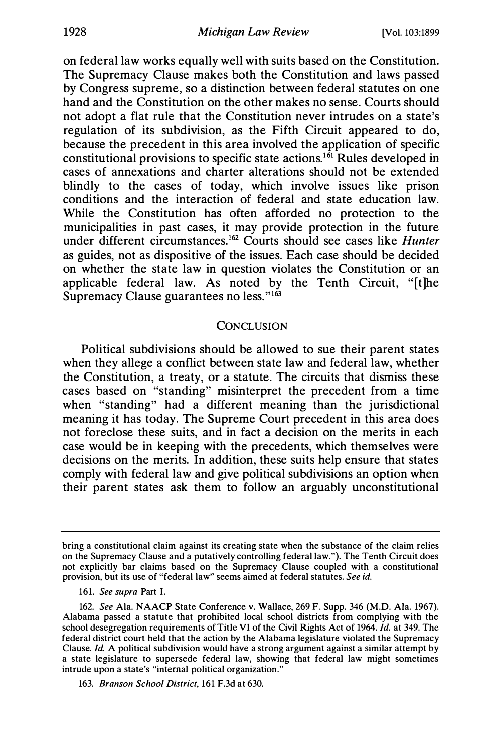on federal law works equally well with suits based on the Constitution. The Supremacy Clause makes both the Constitution and laws passed by Congress supreme, so a distinction between federal statutes on one hand and the Constitution on the other makes no sense. Courts should not adopt a flat rule that the Constitution never intrudes on a state's regulation of its subdivision, as the Fifth Circuit appeared to do, because the precedent in this area involved the application of specific constitutional provisions to specific state actions.[161] Rules developed in cases of annexations and charter alterations should not be extended blindly to the cases of today, which involve issues like prison conditions and the interaction of federal and state education law. While the Constitution has often afforded no protection to the municipalities in past cases, it may provide protection in the future under different circumstances.[162] Courts should see cases like *Hunter* as guides, not as dispositive of the issues. Each case should be decided on whether the state law in question violates the Constitution or an applicable federal law. As noted by the Tenth Circuit, "[t]he Supremacy Clause guarantees no less."[163]

## CONCLUSION

Political subdivisions should be allowed to sue their parent states when they allege a conflict between state law and federal law, whether the Constitution, a treaty, or a statute. The circuits that dismiss these cases based on "standing" misinterpret the precedent from a time when "standing" had a different meaning than the jurisdictional meaning it has today. The Supreme Court precedent in this area does not foreclose these suits, and in fact a decision on the merits in each case would be in keeping with the precedents, which themselves were decisions on the merits. In addition, these suits help ensure that states comply with federal law and give political subdivisions an option when their parent states ask them to follow an arguably unconstitutional

---

bring a constitutional claim against its creating state when the substance of the claim relies on the Supremacy Clause and a putatively controlling federal law."). The Tenth Circuit does not explicitly bar claims based on the Supremacy Clause coupled with a constitutional provision, but its use of "federal law" seems aimed at federal statutes. *See id.*

161. *See supra* Part I.

162. *See* Ala. NAACP State Conference v. Wallace, 269 F. Supp. 346 (M.D. Ala. 1967). Alabama passed a statute that prohibited local school districts from complying with the school desegregation requirements of Title VI of the Civil Rights Act of 1964. *Id.* at 349. The federal district court held that the action by the Alabama legislature violated the Supremacy Clause. *Id.* A political subdivision would have a strong argument against a similar attempt by a state legislature to supersede federal law, showing that federal law might sometimes intrude upon a state's "internal political organization."

163. *Branson School District*, 161 F.3d at 630.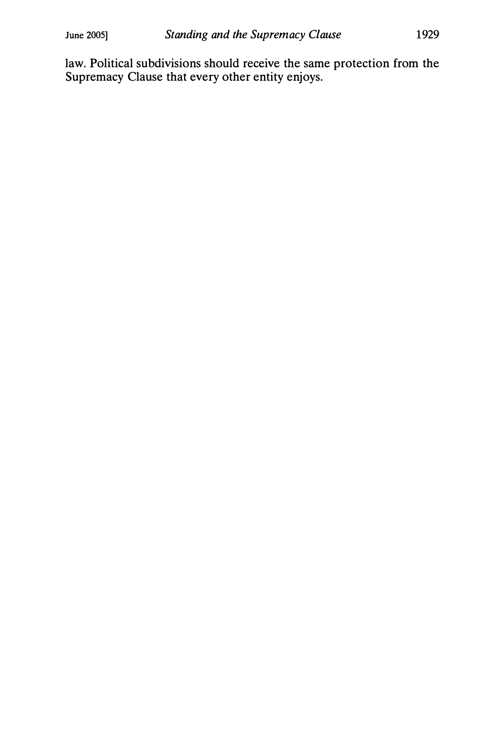law. Political subdivisions should receive the same protection from the Supremacy Clause that every other entity enjoys.